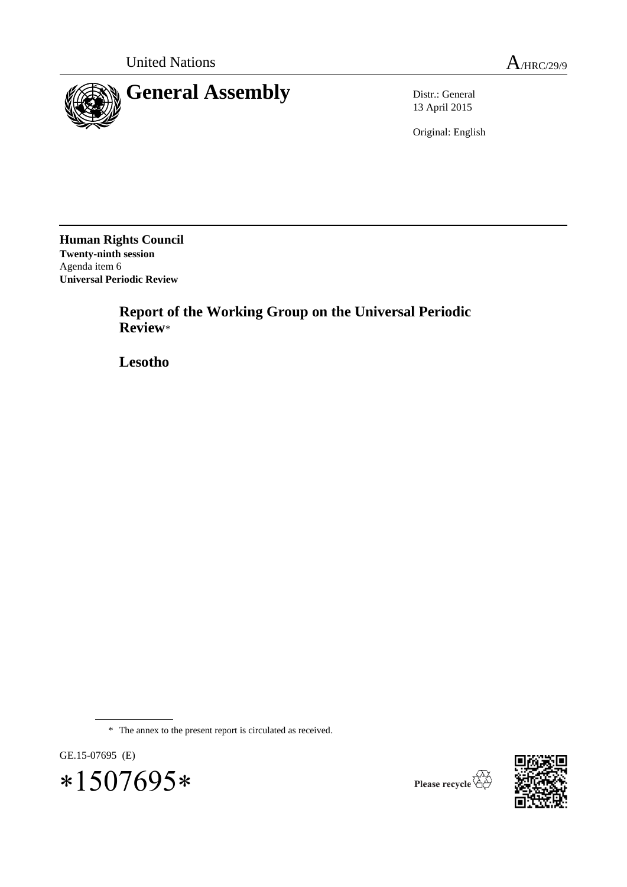United Nations

A/HRC/29/9

# General Assembly

Distr.: General
13 April 2015

Original: English

**Human Rights Council**
**Twenty-ninth session**
Agenda item 6
**Universal Periodic Review**

## Report of the Working Group on the Universal Periodic Review*

## Lesotho

\* The annex to the present report is circulated as received.

GE.15-07695 (E)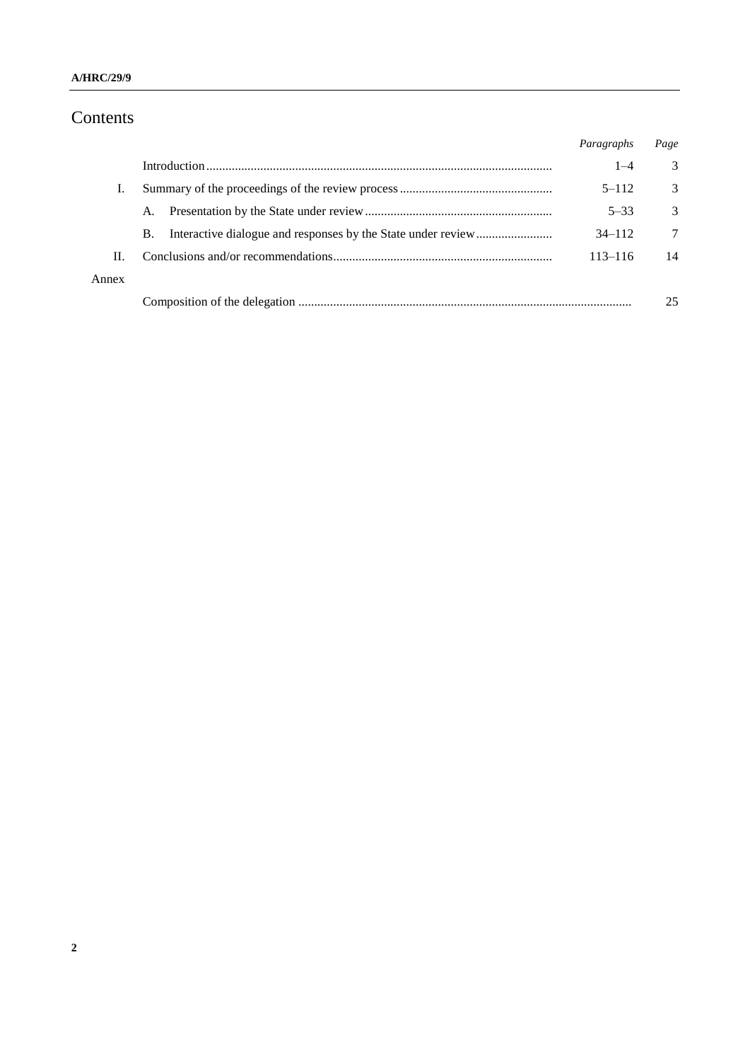# Contents

| | | *Paragraphs* | *Page* |
|---|---|---|---|
| | Introduction | 1–4 | 3 |
| I. | Summary of the proceedings of the review process | 5–112 | 3 |
| | A. Presentation by the State under review | 5–33 | 3 |
| | B. Interactive dialogue and responses by the State under review | 34–112 | 7 |
| II. | Conclusions and/or recommendations | 113–116 | 14 |
| Annex | | | |
| | Composition of the delegation | | 25 |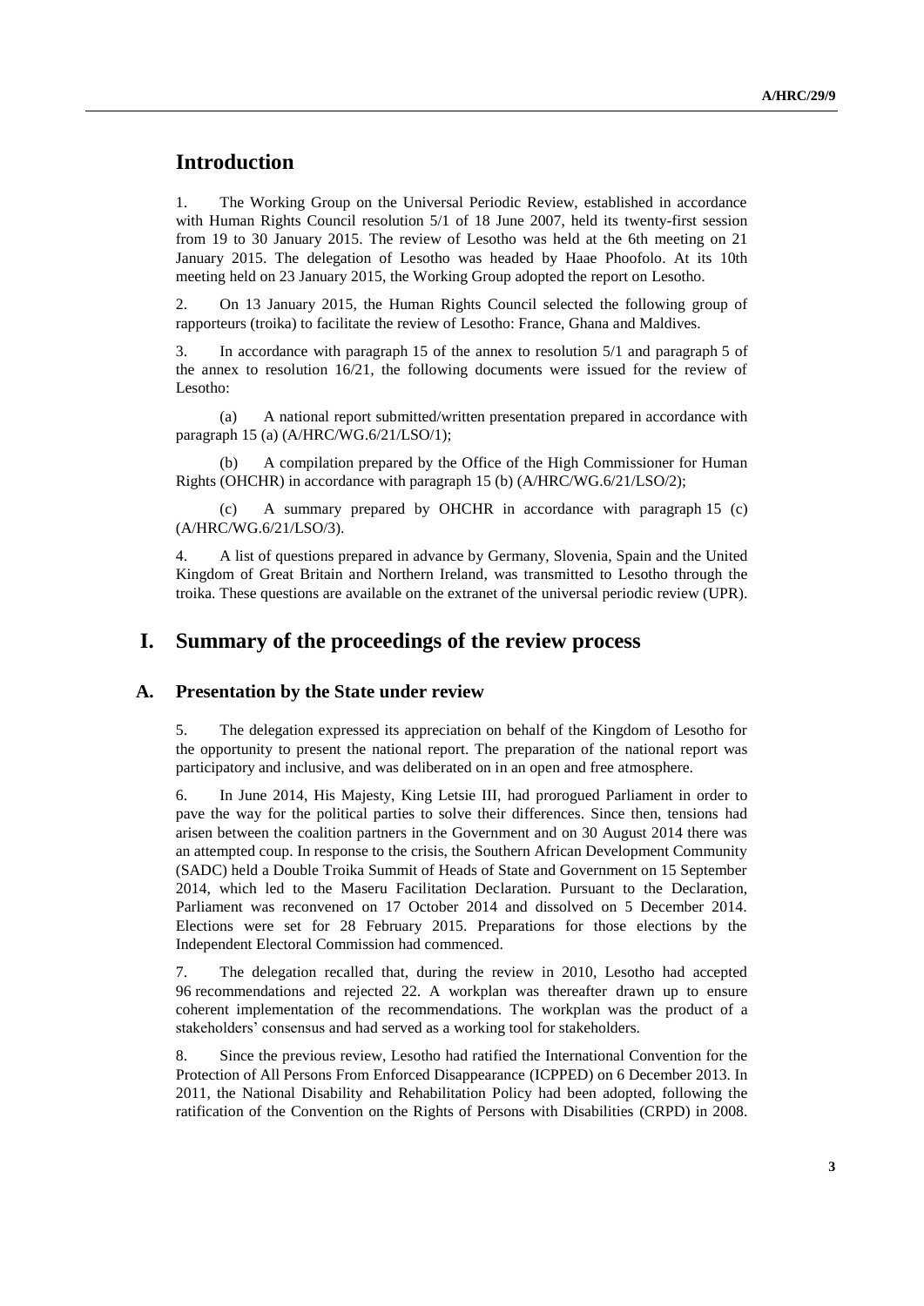## Introduction

1. The Working Group on the Universal Periodic Review, established in accordance with Human Rights Council resolution 5/1 of 18 June 2007, held its twenty-first session from 19 to 30 January 2015. The review of Lesotho was held at the 6th meeting on 21 January 2015. The delegation of Lesotho was headed by Haae Phoofolo. At its 10th meeting held on 23 January 2015, the Working Group adopted the report on Lesotho.

2. On 13 January 2015, the Human Rights Council selected the following group of rapporteurs (troika) to facilitate the review of Lesotho: France, Ghana and Maldives.

3. In accordance with paragraph 15 of the annex to resolution 5/1 and paragraph 5 of the annex to resolution 16/21, the following documents were issued for the review of Lesotho:

(a) A national report submitted/written presentation prepared in accordance with paragraph 15 (a) (A/HRC/WG.6/21/LSO/1);

(b) A compilation prepared by the Office of the High Commissioner for Human Rights (OHCHR) in accordance with paragraph 15 (b) (A/HRC/WG.6/21/LSO/2);

(c) A summary prepared by OHCHR in accordance with paragraph 15 (c) (A/HRC/WG.6/21/LSO/3).

4. A list of questions prepared in advance by Germany, Slovenia, Spain and the United Kingdom of Great Britain and Northern Ireland, was transmitted to Lesotho through the troika. These questions are available on the extranet of the universal periodic review (UPR).

## I. Summary of the proceedings of the review process

### A. Presentation by the State under review

5. The delegation expressed its appreciation on behalf of the Kingdom of Lesotho for the opportunity to present the national report. The preparation of the national report was participatory and inclusive, and was deliberated on in an open and free atmosphere.

6. In June 2014, His Majesty, King Letsie III, had prorogued Parliament in order to pave the way for the political parties to solve their differences. Since then, tensions had arisen between the coalition partners in the Government and on 30 August 2014 there was an attempted coup. In response to the crisis, the Southern African Development Community (SADC) held a Double Troika Summit of Heads of State and Government on 15 September 2014, which led to the Maseru Facilitation Declaration. Pursuant to the Declaration, Parliament was reconvened on 17 October 2014 and dissolved on 5 December 2014. Elections were set for 28 February 2015. Preparations for those elections by the Independent Electoral Commission had commenced.

7. The delegation recalled that, during the review in 2010, Lesotho had accepted 96 recommendations and rejected 22. A workplan was thereafter drawn up to ensure coherent implementation of the recommendations. The workplan was the product of a stakeholders' consensus and had served as a working tool for stakeholders.

8. Since the previous review, Lesotho had ratified the International Convention for the Protection of All Persons From Enforced Disappearance (ICPPED) on 6 December 2013. In 2011, the National Disability and Rehabilitation Policy had been adopted, following the ratification of the Convention on the Rights of Persons with Disabilities (CRPD) in 2008.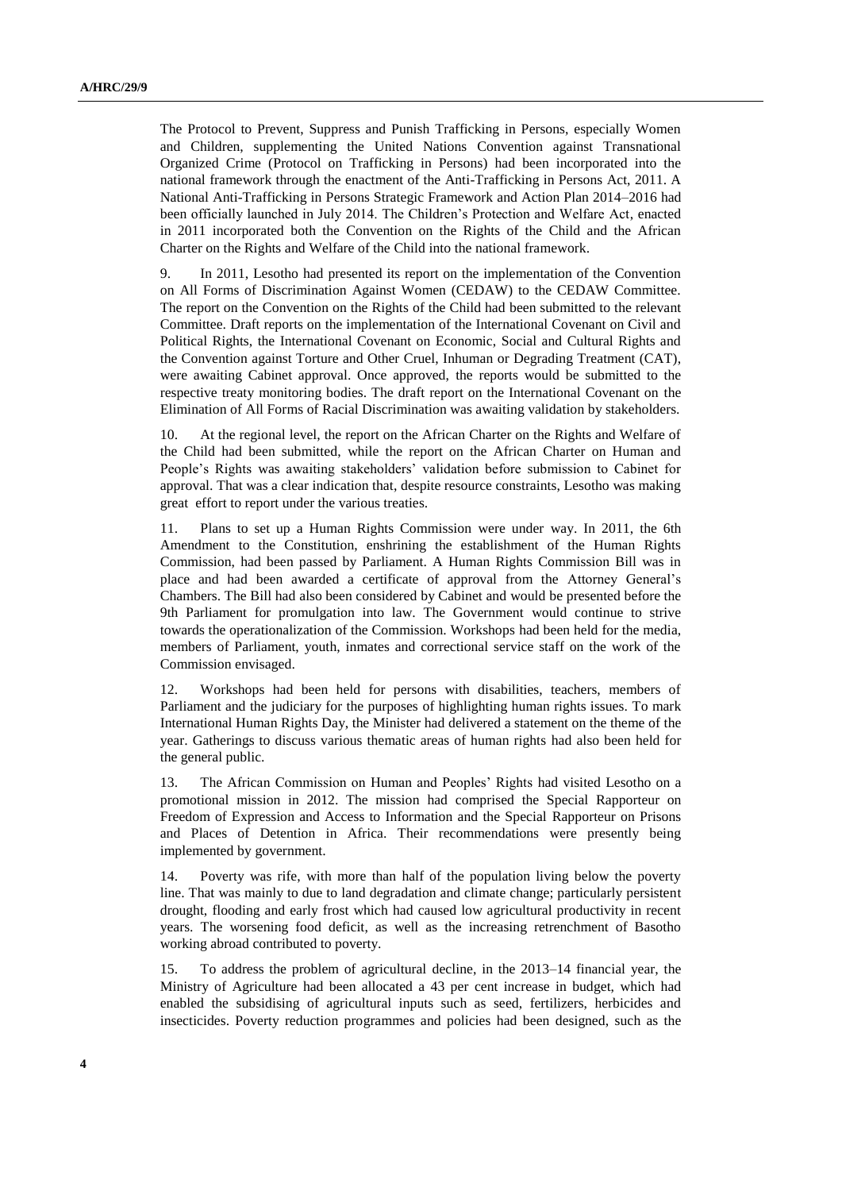The Protocol to Prevent, Suppress and Punish Trafficking in Persons, especially Women and Children, supplementing the United Nations Convention against Transnational Organized Crime (Protocol on Trafficking in Persons) had been incorporated into the national framework through the enactment of the Anti-Trafficking in Persons Act, 2011. A National Anti-Trafficking in Persons Strategic Framework and Action Plan 2014–2016 had been officially launched in July 2014. The Children's Protection and Welfare Act, enacted in 2011 incorporated both the Convention on the Rights of the Child and the African Charter on the Rights and Welfare of the Child into the national framework.

9. In 2011, Lesotho had presented its report on the implementation of the Convention on All Forms of Discrimination Against Women (CEDAW) to the CEDAW Committee. The report on the Convention on the Rights of the Child had been submitted to the relevant Committee. Draft reports on the implementation of the International Covenant on Civil and Political Rights, the International Covenant on Economic, Social and Cultural Rights and the Convention against Torture and Other Cruel, Inhuman or Degrading Treatment (CAT), were awaiting Cabinet approval. Once approved, the reports would be submitted to the respective treaty monitoring bodies. The draft report on the International Covenant on the Elimination of All Forms of Racial Discrimination was awaiting validation by stakeholders.

10. At the regional level, the report on the African Charter on the Rights and Welfare of the Child had been submitted, while the report on the African Charter on Human and People's Rights was awaiting stakeholders' validation before submission to Cabinet for approval. That was a clear indication that, despite resource constraints, Lesotho was making great effort to report under the various treaties.

11. Plans to set up a Human Rights Commission were under way. In 2011, the 6th Amendment to the Constitution, enshrining the establishment of the Human Rights Commission, had been passed by Parliament. A Human Rights Commission Bill was in place and had been awarded a certificate of approval from the Attorney General's Chambers. The Bill had also been considered by Cabinet and would be presented before the 9th Parliament for promulgation into law. The Government would continue to strive towards the operationalization of the Commission. Workshops had been held for the media, members of Parliament, youth, inmates and correctional service staff on the work of the Commission envisaged.

12. Workshops had been held for persons with disabilities, teachers, members of Parliament and the judiciary for the purposes of highlighting human rights issues. To mark International Human Rights Day, the Minister had delivered a statement on the theme of the year. Gatherings to discuss various thematic areas of human rights had also been held for the general public.

13. The African Commission on Human and Peoples' Rights had visited Lesotho on a promotional mission in 2012. The mission had comprised the Special Rapporteur on Freedom of Expression and Access to Information and the Special Rapporteur on Prisons and Places of Detention in Africa. Their recommendations were presently being implemented by government.

14. Poverty was rife, with more than half of the population living below the poverty line. That was mainly to due to land degradation and climate change; particularly persistent drought, flooding and early frost which had caused low agricultural productivity in recent years. The worsening food deficit, as well as the increasing retrenchment of Basotho working abroad contributed to poverty.

15. To address the problem of agricultural decline, in the 2013–14 financial year, the Ministry of Agriculture had been allocated a 43 per cent increase in budget, which had enabled the subsidising of agricultural inputs such as seed, fertilizers, herbicides and insecticides. Poverty reduction programmes and policies had been designed, such as the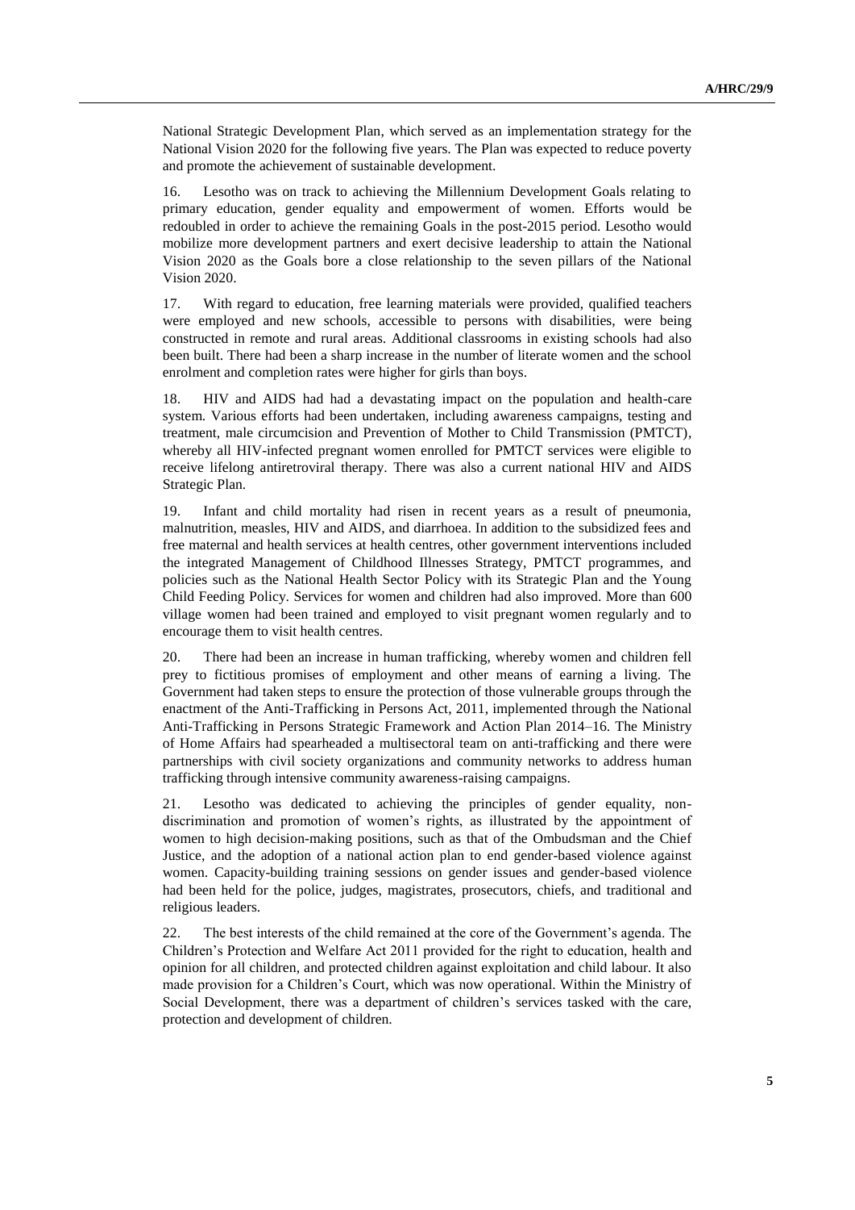National Strategic Development Plan, which served as an implementation strategy for the National Vision 2020 for the following five years. The Plan was expected to reduce poverty and promote the achievement of sustainable development.

16. Lesotho was on track to achieving the Millennium Development Goals relating to primary education, gender equality and empowerment of women. Efforts would be redoubled in order to achieve the remaining Goals in the post-2015 period. Lesotho would mobilize more development partners and exert decisive leadership to attain the National Vision 2020 as the Goals bore a close relationship to the seven pillars of the National Vision 2020.

17. With regard to education, free learning materials were provided, qualified teachers were employed and new schools, accessible to persons with disabilities, were being constructed in remote and rural areas. Additional classrooms in existing schools had also been built. There had been a sharp increase in the number of literate women and the school enrolment and completion rates were higher for girls than boys.

18. HIV and AIDS had had a devastating impact on the population and health-care system. Various efforts had been undertaken, including awareness campaigns, testing and treatment, male circumcision and Prevention of Mother to Child Transmission (PMTCT), whereby all HIV-infected pregnant women enrolled for PMTCT services were eligible to receive lifelong antiretroviral therapy. There was also a current national HIV and AIDS Strategic Plan.

19. Infant and child mortality had risen in recent years as a result of pneumonia, malnutrition, measles, HIV and AIDS, and diarrhoea. In addition to the subsidized fees and free maternal and health services at health centres, other government interventions included the integrated Management of Childhood Illnesses Strategy, PMTCT programmes, and policies such as the National Health Sector Policy with its Strategic Plan and the Young Child Feeding Policy. Services for women and children had also improved. More than 600 village women had been trained and employed to visit pregnant women regularly and to encourage them to visit health centres.

20. There had been an increase in human trafficking, whereby women and children fell prey to fictitious promises of employment and other means of earning a living. The Government had taken steps to ensure the protection of those vulnerable groups through the enactment of the Anti-Trafficking in Persons Act, 2011, implemented through the National Anti-Trafficking in Persons Strategic Framework and Action Plan 2014–16. The Ministry of Home Affairs had spearheaded a multisectoral team on anti-trafficking and there were partnerships with civil society organizations and community networks to address human trafficking through intensive community awareness-raising campaigns.

21. Lesotho was dedicated to achieving the principles of gender equality, non-discrimination and promotion of women's rights, as illustrated by the appointment of women to high decision-making positions, such as that of the Ombudsman and the Chief Justice, and the adoption of a national action plan to end gender-based violence against women. Capacity-building training sessions on gender issues and gender-based violence had been held for the police, judges, magistrates, prosecutors, chiefs, and traditional and religious leaders.

22. The best interests of the child remained at the core of the Government's agenda. The Children's Protection and Welfare Act 2011 provided for the right to education, health and opinion for all children, and protected children against exploitation and child labour. It also made provision for a Children's Court, which was now operational. Within the Ministry of Social Development, there was a department of children's services tasked with the care, protection and development of children.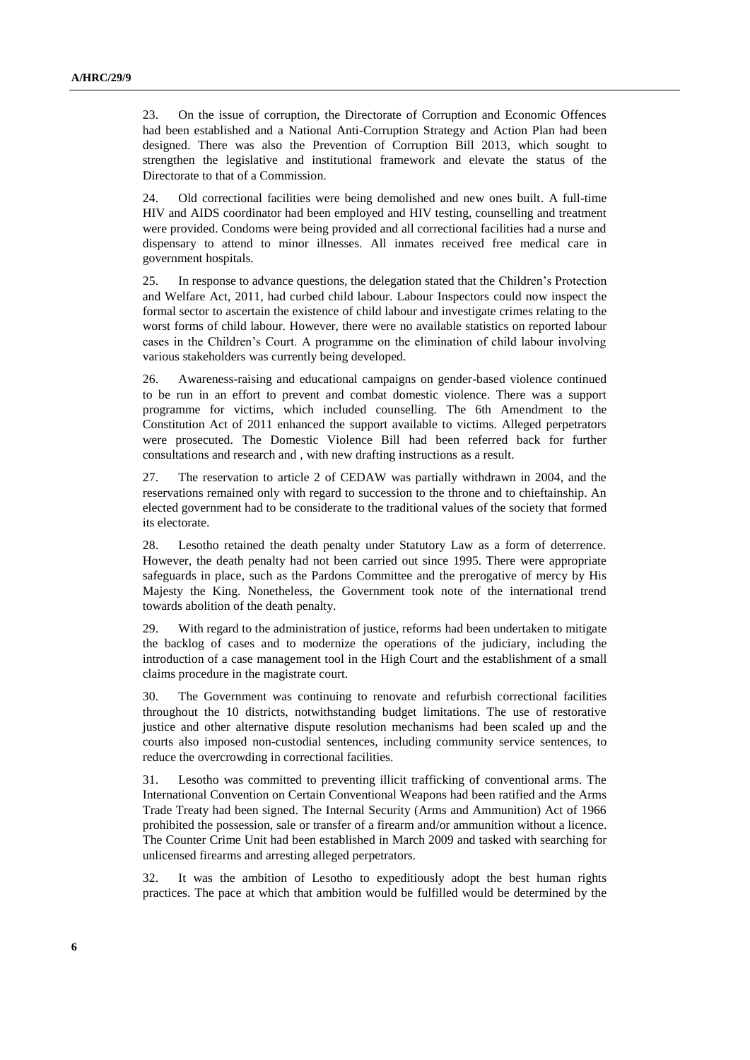23. On the issue of corruption, the Directorate of Corruption and Economic Offences had been established and a National Anti-Corruption Strategy and Action Plan had been designed. There was also the Prevention of Corruption Bill 2013, which sought to strengthen the legislative and institutional framework and elevate the status of the Directorate to that of a Commission.

24. Old correctional facilities were being demolished and new ones built. A full-time HIV and AIDS coordinator had been employed and HIV testing, counselling and treatment were provided. Condoms were being provided and all correctional facilities had a nurse and dispensary to attend to minor illnesses. All inmates received free medical care in government hospitals.

25. In response to advance questions, the delegation stated that the Children's Protection and Welfare Act, 2011, had curbed child labour. Labour Inspectors could now inspect the formal sector to ascertain the existence of child labour and investigate crimes relating to the worst forms of child labour. However, there were no available statistics on reported labour cases in the Children's Court. A programme on the elimination of child labour involving various stakeholders was currently being developed.

26. Awareness-raising and educational campaigns on gender-based violence continued to be run in an effort to prevent and combat domestic violence. There was a support programme for victims, which included counselling. The 6th Amendment to the Constitution Act of 2011 enhanced the support available to victims. Alleged perpetrators were prosecuted. The Domestic Violence Bill had been referred back for further consultations and research and , with new drafting instructions as a result.

27. The reservation to article 2 of CEDAW was partially withdrawn in 2004, and the reservations remained only with regard to succession to the throne and to chieftainship. An elected government had to be considerate to the traditional values of the society that formed its electorate.

28. Lesotho retained the death penalty under Statutory Law as a form of deterrence. However, the death penalty had not been carried out since 1995. There were appropriate safeguards in place, such as the Pardons Committee and the prerogative of mercy by His Majesty the King. Nonetheless, the Government took note of the international trend towards abolition of the death penalty.

29. With regard to the administration of justice, reforms had been undertaken to mitigate the backlog of cases and to modernize the operations of the judiciary, including the introduction of a case management tool in the High Court and the establishment of a small claims procedure in the magistrate court.

30. The Government was continuing to renovate and refurbish correctional facilities throughout the 10 districts, notwithstanding budget limitations. The use of restorative justice and other alternative dispute resolution mechanisms had been scaled up and the courts also imposed non-custodial sentences, including community service sentences, to reduce the overcrowding in correctional facilities.

31. Lesotho was committed to preventing illicit trafficking of conventional arms. The International Convention on Certain Conventional Weapons had been ratified and the Arms Trade Treaty had been signed. The Internal Security (Arms and Ammunition) Act of 1966 prohibited the possession, sale or transfer of a firearm and/or ammunition without a licence. The Counter Crime Unit had been established in March 2009 and tasked with searching for unlicensed firearms and arresting alleged perpetrators.

32. It was the ambition of Lesotho to expeditiously adopt the best human rights practices. The pace at which that ambition would be fulfilled would be determined by the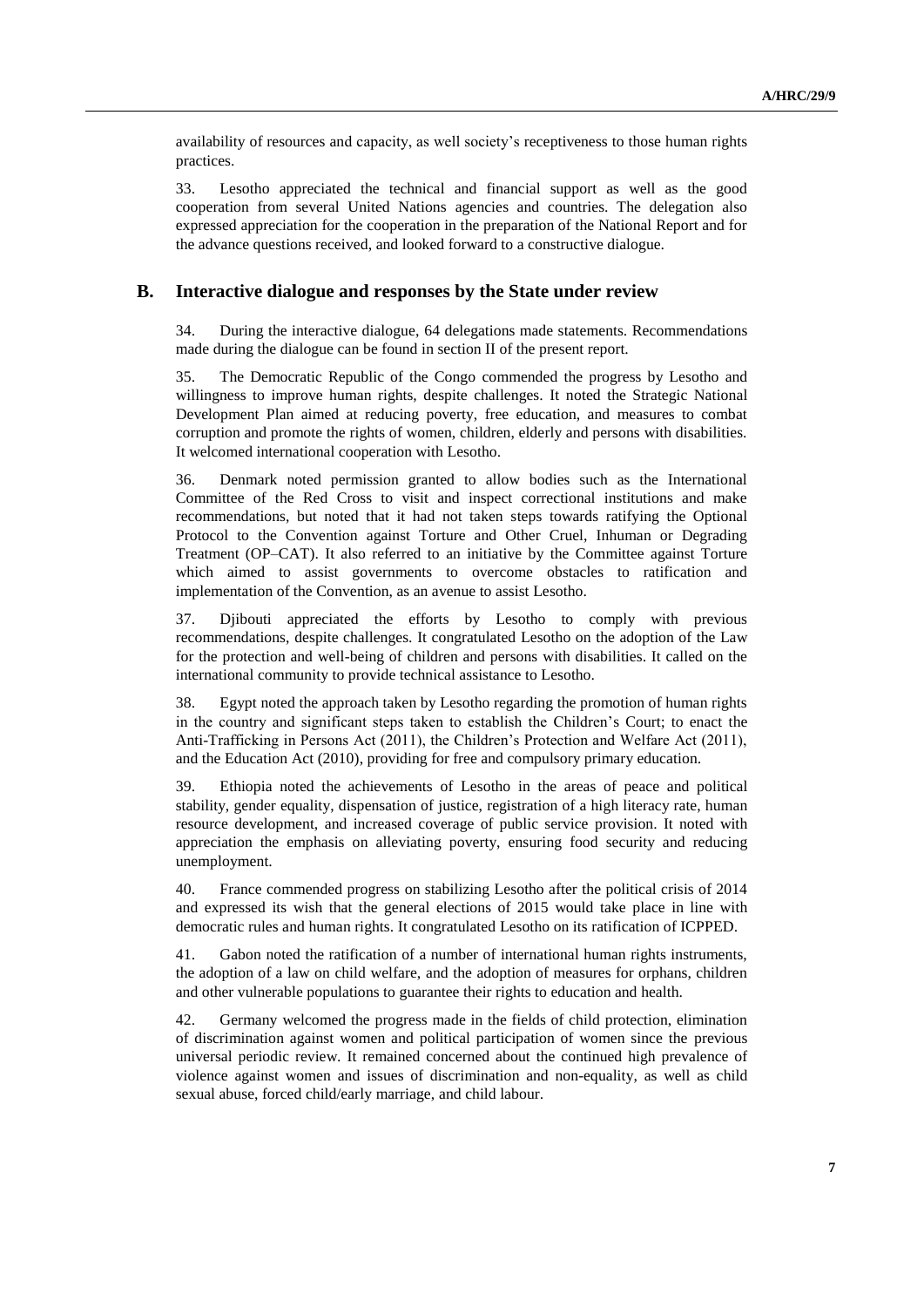availability of resources and capacity, as well society's receptiveness to those human rights practices.

33. Lesotho appreciated the technical and financial support as well as the good cooperation from several United Nations agencies and countries. The delegation also expressed appreciation for the cooperation in the preparation of the National Report and for the advance questions received, and looked forward to a constructive dialogue.

## B. Interactive dialogue and responses by the State under review

34. During the interactive dialogue, 64 delegations made statements. Recommendations made during the dialogue can be found in section II of the present report.

35. The Democratic Republic of the Congo commended the progress by Lesotho and willingness to improve human rights, despite challenges. It noted the Strategic National Development Plan aimed at reducing poverty, free education, and measures to combat corruption and promote the rights of women, children, elderly and persons with disabilities. It welcomed international cooperation with Lesotho.

36. Denmark noted permission granted to allow bodies such as the International Committee of the Red Cross to visit and inspect correctional institutions and make recommendations, but noted that it had not taken steps towards ratifying the Optional Protocol to the Convention against Torture and Other Cruel, Inhuman or Degrading Treatment (OP–CAT). It also referred to an initiative by the Committee against Torture which aimed to assist governments to overcome obstacles to ratification and implementation of the Convention, as an avenue to assist Lesotho.

37. Djibouti appreciated the efforts by Lesotho to comply with previous recommendations, despite challenges. It congratulated Lesotho on the adoption of the Law for the protection and well-being of children and persons with disabilities. It called on the international community to provide technical assistance to Lesotho.

38. Egypt noted the approach taken by Lesotho regarding the promotion of human rights in the country and significant steps taken to establish the Children's Court; to enact the Anti-Trafficking in Persons Act (2011), the Children's Protection and Welfare Act (2011), and the Education Act (2010), providing for free and compulsory primary education.

39. Ethiopia noted the achievements of Lesotho in the areas of peace and political stability, gender equality, dispensation of justice, registration of a high literacy rate, human resource development, and increased coverage of public service provision. It noted with appreciation the emphasis on alleviating poverty, ensuring food security and reducing unemployment.

40. France commended progress on stabilizing Lesotho after the political crisis of 2014 and expressed its wish that the general elections of 2015 would take place in line with democratic rules and human rights. It congratulated Lesotho on its ratification of ICPPED.

41. Gabon noted the ratification of a number of international human rights instruments, the adoption of a law on child welfare, and the adoption of measures for orphans, children and other vulnerable populations to guarantee their rights to education and health.

42. Germany welcomed the progress made in the fields of child protection, elimination of discrimination against women and political participation of women since the previous universal periodic review. It remained concerned about the continued high prevalence of violence against women and issues of discrimination and non-equality, as well as child sexual abuse, forced child/early marriage, and child labour.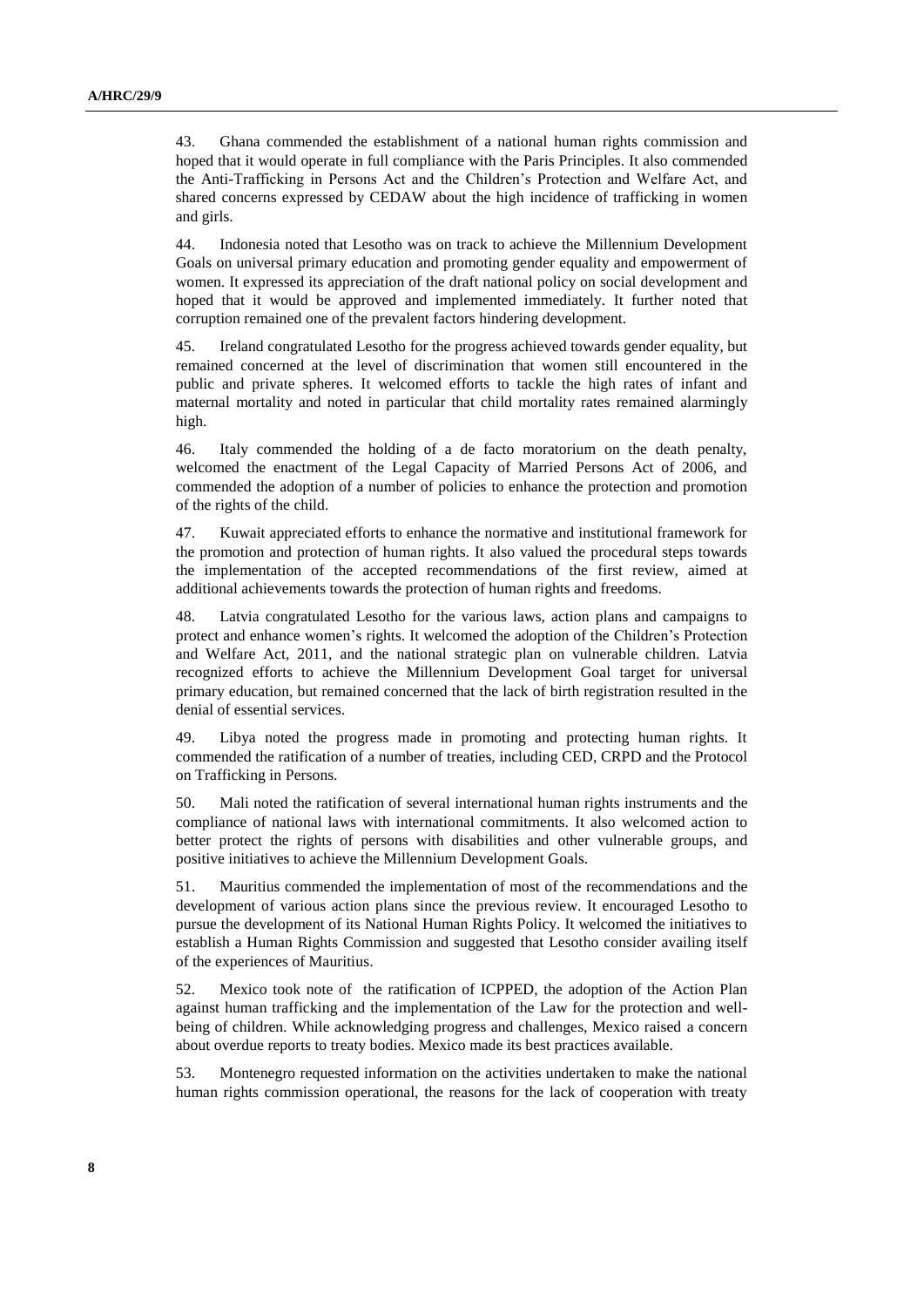43. Ghana commended the establishment of a national human rights commission and hoped that it would operate in full compliance with the Paris Principles. It also commended the Anti-Trafficking in Persons Act and the Children's Protection and Welfare Act, and shared concerns expressed by CEDAW about the high incidence of trafficking in women and girls.

44. Indonesia noted that Lesotho was on track to achieve the Millennium Development Goals on universal primary education and promoting gender equality and empowerment of women. It expressed its appreciation of the draft national policy on social development and hoped that it would be approved and implemented immediately. It further noted that corruption remained one of the prevalent factors hindering development.

45. Ireland congratulated Lesotho for the progress achieved towards gender equality, but remained concerned at the level of discrimination that women still encountered in the public and private spheres. It welcomed efforts to tackle the high rates of infant and maternal mortality and noted in particular that child mortality rates remained alarmingly high.

46. Italy commended the holding of a de facto moratorium on the death penalty, welcomed the enactment of the Legal Capacity of Married Persons Act of 2006, and commended the adoption of a number of policies to enhance the protection and promotion of the rights of the child.

47. Kuwait appreciated efforts to enhance the normative and institutional framework for the promotion and protection of human rights. It also valued the procedural steps towards the implementation of the accepted recommendations of the first review, aimed at additional achievements towards the protection of human rights and freedoms.

48. Latvia congratulated Lesotho for the various laws, action plans and campaigns to protect and enhance women's rights. It welcomed the adoption of the Children's Protection and Welfare Act, 2011, and the national strategic plan on vulnerable children. Latvia recognized efforts to achieve the Millennium Development Goal target for universal primary education, but remained concerned that the lack of birth registration resulted in the denial of essential services.

49. Libya noted the progress made in promoting and protecting human rights. It commended the ratification of a number of treaties, including CED, CRPD and the Protocol on Trafficking in Persons.

50. Mali noted the ratification of several international human rights instruments and the compliance of national laws with international commitments. It also welcomed action to better protect the rights of persons with disabilities and other vulnerable groups, and positive initiatives to achieve the Millennium Development Goals.

51. Mauritius commended the implementation of most of the recommendations and the development of various action plans since the previous review. It encouraged Lesotho to pursue the development of its National Human Rights Policy. It welcomed the initiatives to establish a Human Rights Commission and suggested that Lesotho consider availing itself of the experiences of Mauritius.

52. Mexico took note of the ratification of ICPPED, the adoption of the Action Plan against human trafficking and the implementation of the Law for the protection and well-being of children. While acknowledging progress and challenges, Mexico raised a concern about overdue reports to treaty bodies. Mexico made its best practices available.

53. Montenegro requested information on the activities undertaken to make the national human rights commission operational, the reasons for the lack of cooperation with treaty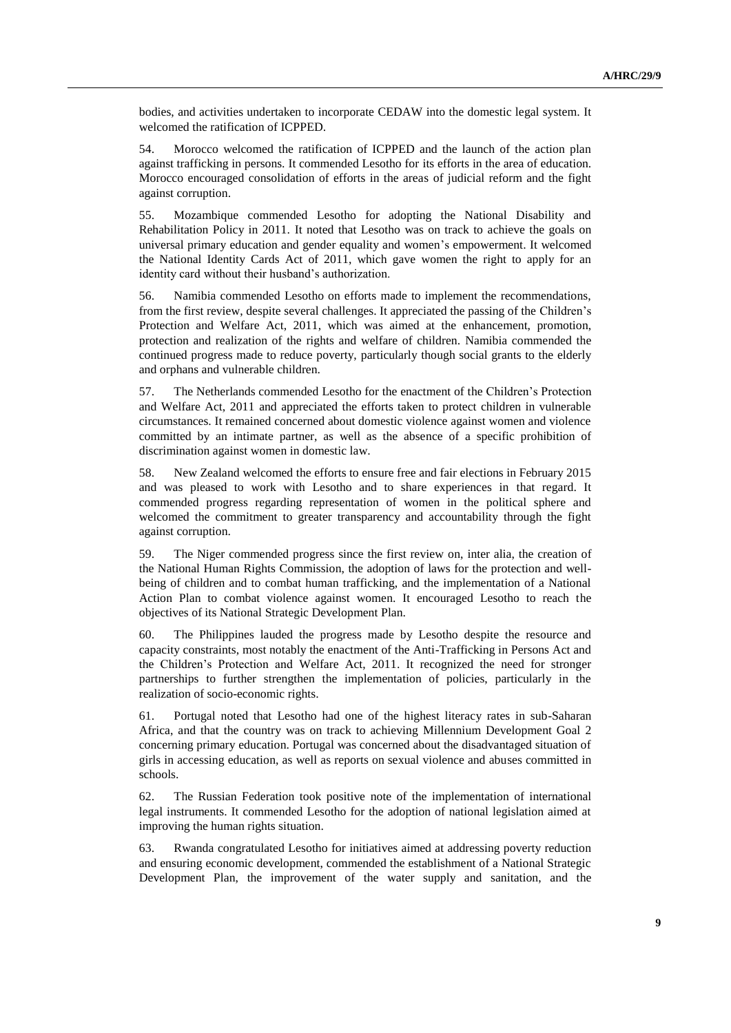bodies, and activities undertaken to incorporate CEDAW into the domestic legal system. It welcomed the ratification of ICPPED.

54. Morocco welcomed the ratification of ICPPED and the launch of the action plan against trafficking in persons. It commended Lesotho for its efforts in the area of education. Morocco encouraged consolidation of efforts in the areas of judicial reform and the fight against corruption.

55. Mozambique commended Lesotho for adopting the National Disability and Rehabilitation Policy in 2011. It noted that Lesotho was on track to achieve the goals on universal primary education and gender equality and women's empowerment. It welcomed the National Identity Cards Act of 2011, which gave women the right to apply for an identity card without their husband's authorization.

56. Namibia commended Lesotho on efforts made to implement the recommendations, from the first review, despite several challenges. It appreciated the passing of the Children's Protection and Welfare Act, 2011, which was aimed at the enhancement, promotion, protection and realization of the rights and welfare of children. Namibia commended the continued progress made to reduce poverty, particularly though social grants to the elderly and orphans and vulnerable children.

57. The Netherlands commended Lesotho for the enactment of the Children's Protection and Welfare Act, 2011 and appreciated the efforts taken to protect children in vulnerable circumstances. It remained concerned about domestic violence against women and violence committed by an intimate partner, as well as the absence of a specific prohibition of discrimination against women in domestic law.

58. New Zealand welcomed the efforts to ensure free and fair elections in February 2015 and was pleased to work with Lesotho and to share experiences in that regard. It commended progress regarding representation of women in the political sphere and welcomed the commitment to greater transparency and accountability through the fight against corruption.

59. The Niger commended progress since the first review on, inter alia, the creation of the National Human Rights Commission, the adoption of laws for the protection and well-being of children and to combat human trafficking, and the implementation of a National Action Plan to combat violence against women. It encouraged Lesotho to reach the objectives of its National Strategic Development Plan.

60. The Philippines lauded the progress made by Lesotho despite the resource and capacity constraints, most notably the enactment of the Anti-Trafficking in Persons Act and the Children's Protection and Welfare Act, 2011. It recognized the need for stronger partnerships to further strengthen the implementation of policies, particularly in the realization of socio-economic rights.

61. Portugal noted that Lesotho had one of the highest literacy rates in sub-Saharan Africa, and that the country was on track to achieving Millennium Development Goal 2 concerning primary education. Portugal was concerned about the disadvantaged situation of girls in accessing education, as well as reports on sexual violence and abuses committed in schools.

62. The Russian Federation took positive note of the implementation of international legal instruments. It commended Lesotho for the adoption of national legislation aimed at improving the human rights situation.

63. Rwanda congratulated Lesotho for initiatives aimed at addressing poverty reduction and ensuring economic development, commended the establishment of a National Strategic Development Plan, the improvement of the water supply and sanitation, and the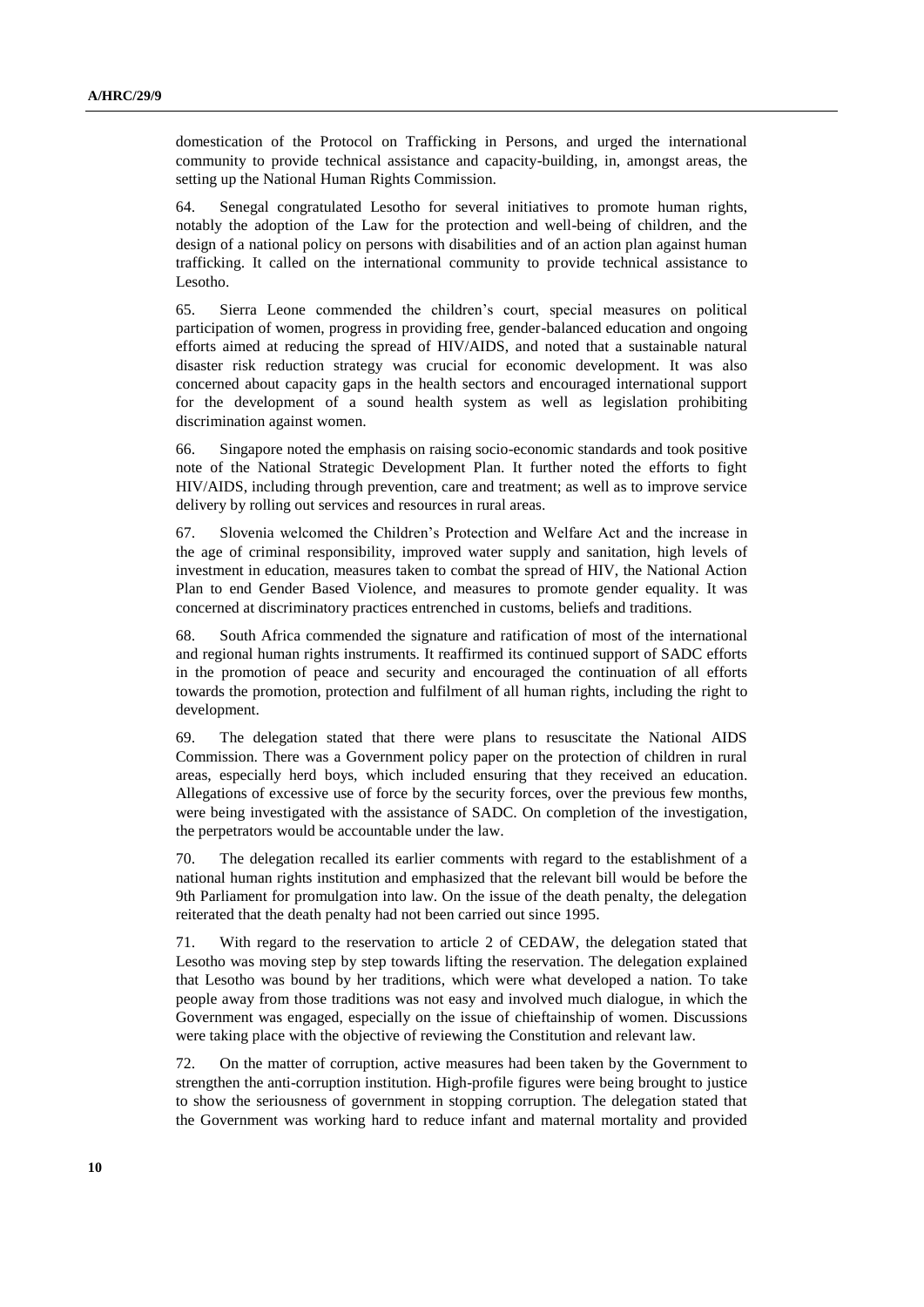domestication of the Protocol on Trafficking in Persons, and urged the international community to provide technical assistance and capacity-building, in, amongst areas, the setting up the National Human Rights Commission.

64. Senegal congratulated Lesotho for several initiatives to promote human rights, notably the adoption of the Law for the protection and well-being of children, and the design of a national policy on persons with disabilities and of an action plan against human trafficking. It called on the international community to provide technical assistance to Lesotho.

65. Sierra Leone commended the children's court, special measures on political participation of women, progress in providing free, gender-balanced education and ongoing efforts aimed at reducing the spread of HIV/AIDS, and noted that a sustainable natural disaster risk reduction strategy was crucial for economic development. It was also concerned about capacity gaps in the health sectors and encouraged international support for the development of a sound health system as well as legislation prohibiting discrimination against women.

66. Singapore noted the emphasis on raising socio-economic standards and took positive note of the National Strategic Development Plan. It further noted the efforts to fight HIV/AIDS, including through prevention, care and treatment; as well as to improve service delivery by rolling out services and resources in rural areas.

67. Slovenia welcomed the Children's Protection and Welfare Act and the increase in the age of criminal responsibility, improved water supply and sanitation, high levels of investment in education, measures taken to combat the spread of HIV, the National Action Plan to end Gender Based Violence, and measures to promote gender equality. It was concerned at discriminatory practices entrenched in customs, beliefs and traditions.

68. South Africa commended the signature and ratification of most of the international and regional human rights instruments. It reaffirmed its continued support of SADC efforts in the promotion of peace and security and encouraged the continuation of all efforts towards the promotion, protection and fulfilment of all human rights, including the right to development.

69. The delegation stated that there were plans to resuscitate the National AIDS Commission. There was a Government policy paper on the protection of children in rural areas, especially herd boys, which included ensuring that they received an education. Allegations of excessive use of force by the security forces, over the previous few months, were being investigated with the assistance of SADC. On completion of the investigation, the perpetrators would be accountable under the law.

70. The delegation recalled its earlier comments with regard to the establishment of a national human rights institution and emphasized that the relevant bill would be before the 9th Parliament for promulgation into law. On the issue of the death penalty, the delegation reiterated that the death penalty had not been carried out since 1995.

71. With regard to the reservation to article 2 of CEDAW, the delegation stated that Lesotho was moving step by step towards lifting the reservation. The delegation explained that Lesotho was bound by her traditions, which were what developed a nation. To take people away from those traditions was not easy and involved much dialogue, in which the Government was engaged, especially on the issue of chieftainship of women. Discussions were taking place with the objective of reviewing the Constitution and relevant law.

72. On the matter of corruption, active measures had been taken by the Government to strengthen the anti-corruption institution. High-profile figures were being brought to justice to show the seriousness of government in stopping corruption. The delegation stated that the Government was working hard to reduce infant and maternal mortality and provided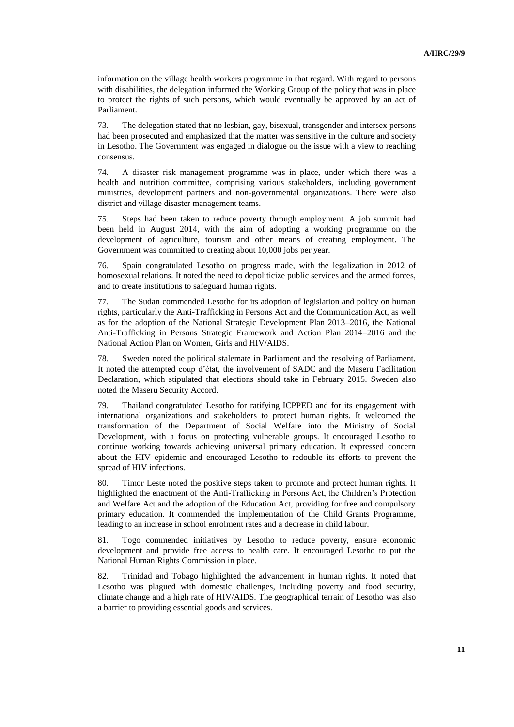information on the village health workers programme in that regard. With regard to persons with disabilities, the delegation informed the Working Group of the policy that was in place to protect the rights of such persons, which would eventually be approved by an act of Parliament.

73. The delegation stated that no lesbian, gay, bisexual, transgender and intersex persons had been prosecuted and emphasized that the matter was sensitive in the culture and society in Lesotho. The Government was engaged in dialogue on the issue with a view to reaching consensus.

74. A disaster risk management programme was in place, under which there was a health and nutrition committee, comprising various stakeholders, including government ministries, development partners and non-governmental organizations. There were also district and village disaster management teams.

75. Steps had been taken to reduce poverty through employment. A job summit had been held in August 2014, with the aim of adopting a working programme on the development of agriculture, tourism and other means of creating employment. The Government was committed to creating about 10,000 jobs per year.

76. Spain congratulated Lesotho on progress made, with the legalization in 2012 of homosexual relations. It noted the need to depoliticize public services and the armed forces, and to create institutions to safeguard human rights.

77. The Sudan commended Lesotho for its adoption of legislation and policy on human rights, particularly the Anti-Trafficking in Persons Act and the Communication Act, as well as for the adoption of the National Strategic Development Plan 2013–2016, the National Anti-Trafficking in Persons Strategic Framework and Action Plan 2014–2016 and the National Action Plan on Women, Girls and HIV/AIDS.

78. Sweden noted the political stalemate in Parliament and the resolving of Parliament. It noted the attempted coup d'état, the involvement of SADC and the Maseru Facilitation Declaration, which stipulated that elections should take in February 2015. Sweden also noted the Maseru Security Accord.

79. Thailand congratulated Lesotho for ratifying ICPPED and for its engagement with international organizations and stakeholders to protect human rights. It welcomed the transformation of the Department of Social Welfare into the Ministry of Social Development, with a focus on protecting vulnerable groups. It encouraged Lesotho to continue working towards achieving universal primary education. It expressed concern about the HIV epidemic and encouraged Lesotho to redouble its efforts to prevent the spread of HIV infections.

80. Timor Leste noted the positive steps taken to promote and protect human rights. It highlighted the enactment of the Anti-Trafficking in Persons Act, the Children's Protection and Welfare Act and the adoption of the Education Act, providing for free and compulsory primary education. It commended the implementation of the Child Grants Programme, leading to an increase in school enrolment rates and a decrease in child labour.

81. Togo commended initiatives by Lesotho to reduce poverty, ensure economic development and provide free access to health care. It encouraged Lesotho to put the National Human Rights Commission in place.

82. Trinidad and Tobago highlighted the advancement in human rights. It noted that Lesotho was plagued with domestic challenges, including poverty and food security, climate change and a high rate of HIV/AIDS. The geographical terrain of Lesotho was also a barrier to providing essential goods and services.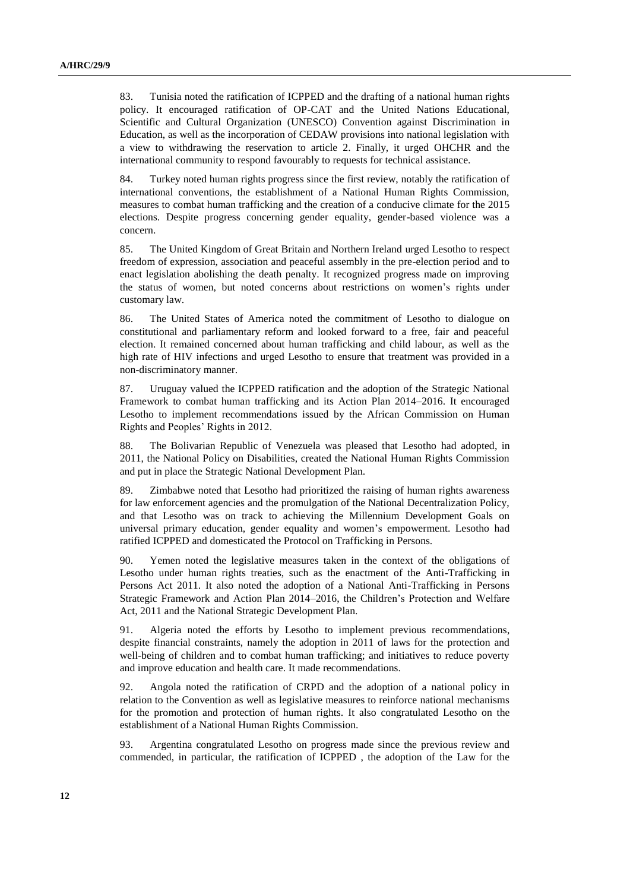83. Tunisia noted the ratification of ICPPED and the drafting of a national human rights policy. It encouraged ratification of OP-CAT and the United Nations Educational, Scientific and Cultural Organization (UNESCO) Convention against Discrimination in Education, as well as the incorporation of CEDAW provisions into national legislation with a view to withdrawing the reservation to article 2. Finally, it urged OHCHR and the international community to respond favourably to requests for technical assistance.

84. Turkey noted human rights progress since the first review, notably the ratification of international conventions, the establishment of a National Human Rights Commission, measures to combat human trafficking and the creation of a conducive climate for the 2015 elections. Despite progress concerning gender equality, gender-based violence was a concern.

85. The United Kingdom of Great Britain and Northern Ireland urged Lesotho to respect freedom of expression, association and peaceful assembly in the pre-election period and to enact legislation abolishing the death penalty. It recognized progress made on improving the status of women, but noted concerns about restrictions on women's rights under customary law.

86. The United States of America noted the commitment of Lesotho to dialogue on constitutional and parliamentary reform and looked forward to a free, fair and peaceful election. It remained concerned about human trafficking and child labour, as well as the high rate of HIV infections and urged Lesotho to ensure that treatment was provided in a non-discriminatory manner.

87. Uruguay valued the ICPPED ratification and the adoption of the Strategic National Framework to combat human trafficking and its Action Plan 2014–2016. It encouraged Lesotho to implement recommendations issued by the African Commission on Human Rights and Peoples' Rights in 2012.

88. The Bolivarian Republic of Venezuela was pleased that Lesotho had adopted, in 2011, the National Policy on Disabilities, created the National Human Rights Commission and put in place the Strategic National Development Plan.

89. Zimbabwe noted that Lesotho had prioritized the raising of human rights awareness for law enforcement agencies and the promulgation of the National Decentralization Policy, and that Lesotho was on track to achieving the Millennium Development Goals on universal primary education, gender equality and women's empowerment. Lesotho had ratified ICPPED and domesticated the Protocol on Trafficking in Persons.

90. Yemen noted the legislative measures taken in the context of the obligations of Lesotho under human rights treaties, such as the enactment of the Anti-Trafficking in Persons Act 2011. It also noted the adoption of a National Anti-Trafficking in Persons Strategic Framework and Action Plan 2014–2016, the Children's Protection and Welfare Act, 2011 and the National Strategic Development Plan.

91. Algeria noted the efforts by Lesotho to implement previous recommendations, despite financial constraints, namely the adoption in 2011 of laws for the protection and well-being of children and to combat human trafficking; and initiatives to reduce poverty and improve education and health care. It made recommendations.

92. Angola noted the ratification of CRPD and the adoption of a national policy in relation to the Convention as well as legislative measures to reinforce national mechanisms for the promotion and protection of human rights. It also congratulated Lesotho on the establishment of a National Human Rights Commission.

93. Argentina congratulated Lesotho on progress made since the previous review and commended, in particular, the ratification of ICPPED , the adoption of the Law for the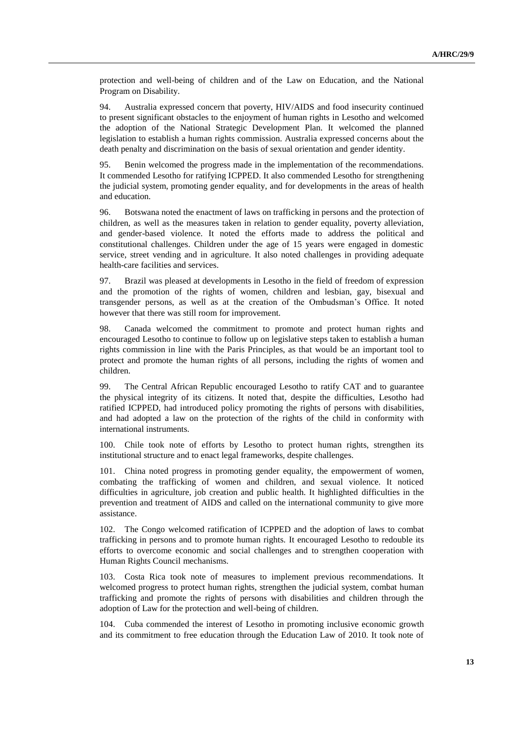protection and well-being of children and of the Law on Education, and the National Program on Disability.

94. Australia expressed concern that poverty, HIV/AIDS and food insecurity continued to present significant obstacles to the enjoyment of human rights in Lesotho and welcomed the adoption of the National Strategic Development Plan. It welcomed the planned legislation to establish a human rights commission. Australia expressed concerns about the death penalty and discrimination on the basis of sexual orientation and gender identity.

95. Benin welcomed the progress made in the implementation of the recommendations. It commended Lesotho for ratifying ICPPED. It also commended Lesotho for strengthening the judicial system, promoting gender equality, and for developments in the areas of health and education.

96. Botswana noted the enactment of laws on trafficking in persons and the protection of children, as well as the measures taken in relation to gender equality, poverty alleviation, and gender-based violence. It noted the efforts made to address the political and constitutional challenges. Children under the age of 15 years were engaged in domestic service, street vending and in agriculture. It also noted challenges in providing adequate health-care facilities and services.

97. Brazil was pleased at developments in Lesotho in the field of freedom of expression and the promotion of the rights of women, children and lesbian, gay, bisexual and transgender persons, as well as at the creation of the Ombudsman's Office. It noted however that there was still room for improvement.

98. Canada welcomed the commitment to promote and protect human rights and encouraged Lesotho to continue to follow up on legislative steps taken to establish a human rights commission in line with the Paris Principles, as that would be an important tool to protect and promote the human rights of all persons, including the rights of women and children.

99. The Central African Republic encouraged Lesotho to ratify CAT and to guarantee the physical integrity of its citizens. It noted that, despite the difficulties, Lesotho had ratified ICPPED, had introduced policy promoting the rights of persons with disabilities, and had adopted a law on the protection of the rights of the child in conformity with international instruments.

100. Chile took note of efforts by Lesotho to protect human rights, strengthen its institutional structure and to enact legal frameworks, despite challenges.

101. China noted progress in promoting gender equality, the empowerment of women, combating the trafficking of women and children, and sexual violence. It noticed difficulties in agriculture, job creation and public health. It highlighted difficulties in the prevention and treatment of AIDS and called on the international community to give more assistance.

102. The Congo welcomed ratification of ICPPED and the adoption of laws to combat trafficking in persons and to promote human rights. It encouraged Lesotho to redouble its efforts to overcome economic and social challenges and to strengthen cooperation with Human Rights Council mechanisms.

103. Costa Rica took note of measures to implement previous recommendations. It welcomed progress to protect human rights, strengthen the judicial system, combat human trafficking and promote the rights of persons with disabilities and children through the adoption of Law for the protection and well-being of children.

104. Cuba commended the interest of Lesotho in promoting inclusive economic growth and its commitment to free education through the Education Law of 2010. It took note of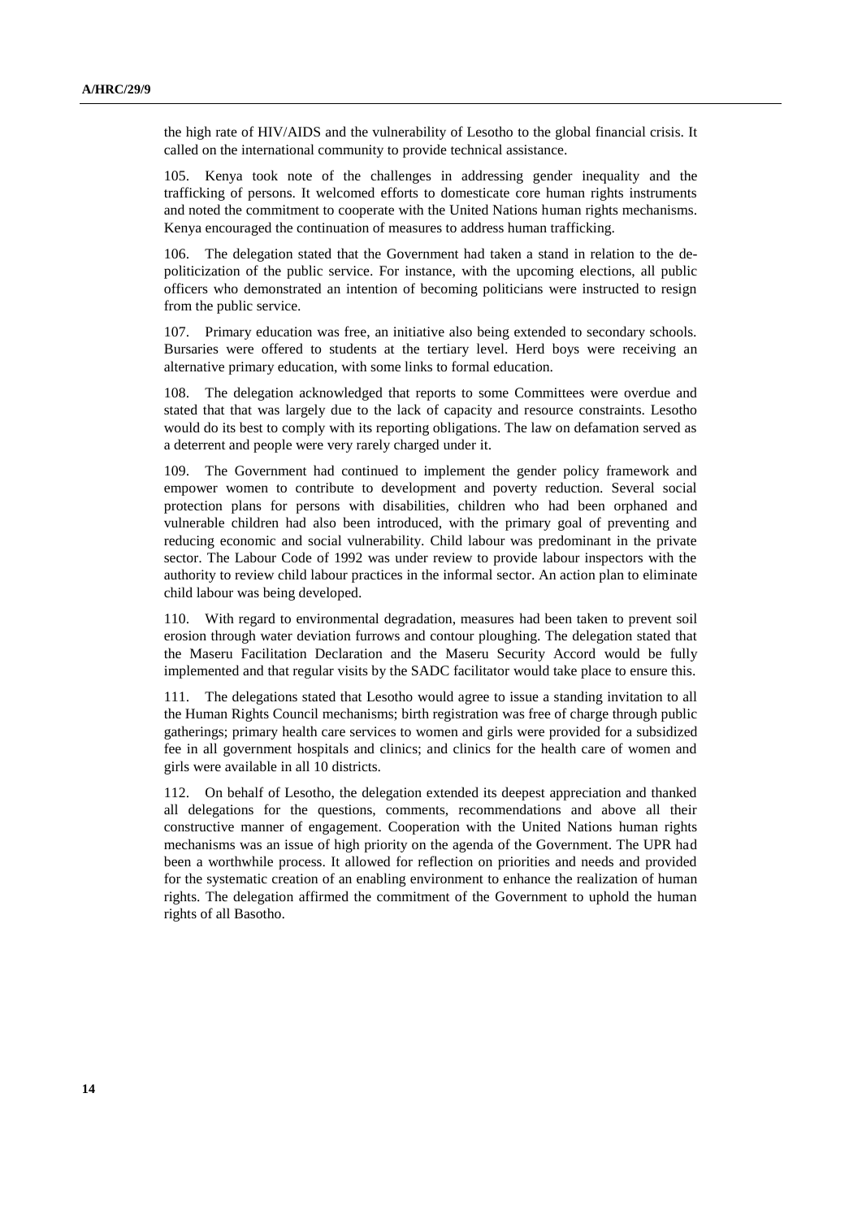the high rate of HIV/AIDS and the vulnerability of Lesotho to the global financial crisis. It called on the international community to provide technical assistance.

105. Kenya took note of the challenges in addressing gender inequality and the trafficking of persons. It welcomed efforts to domesticate core human rights instruments and noted the commitment to cooperate with the United Nations human rights mechanisms. Kenya encouraged the continuation of measures to address human trafficking.

106. The delegation stated that the Government had taken a stand in relation to the de-politicization of the public service. For instance, with the upcoming elections, all public officers who demonstrated an intention of becoming politicians were instructed to resign from the public service.

107. Primary education was free, an initiative also being extended to secondary schools. Bursaries were offered to students at the tertiary level. Herd boys were receiving an alternative primary education, with some links to formal education.

108. The delegation acknowledged that reports to some Committees were overdue and stated that that was largely due to the lack of capacity and resource constraints. Lesotho would do its best to comply with its reporting obligations. The law on defamation served as a deterrent and people were very rarely charged under it.

109. The Government had continued to implement the gender policy framework and empower women to contribute to development and poverty reduction. Several social protection plans for persons with disabilities, children who had been orphaned and vulnerable children had also been introduced, with the primary goal of preventing and reducing economic and social vulnerability. Child labour was predominant in the private sector. The Labour Code of 1992 was under review to provide labour inspectors with the authority to review child labour practices in the informal sector. An action plan to eliminate child labour was being developed.

110. With regard to environmental degradation, measures had been taken to prevent soil erosion through water deviation furrows and contour ploughing. The delegation stated that the Maseru Facilitation Declaration and the Maseru Security Accord would be fully implemented and that regular visits by the SADC facilitator would take place to ensure this.

111. The delegations stated that Lesotho would agree to issue a standing invitation to all the Human Rights Council mechanisms; birth registration was free of charge through public gatherings; primary health care services to women and girls were provided for a subsidized fee in all government hospitals and clinics; and clinics for the health care of women and girls were available in all 10 districts.

112. On behalf of Lesotho, the delegation extended its deepest appreciation and thanked all delegations for the questions, comments, recommendations and above all their constructive manner of engagement. Cooperation with the United Nations human rights mechanisms was an issue of high priority on the agenda of the Government. The UPR had been a worthwhile process. It allowed for reflection on priorities and needs and provided for the systematic creation of an enabling environment to enhance the realization of human rights. The delegation affirmed the commitment of the Government to uphold the human rights of all Basotho.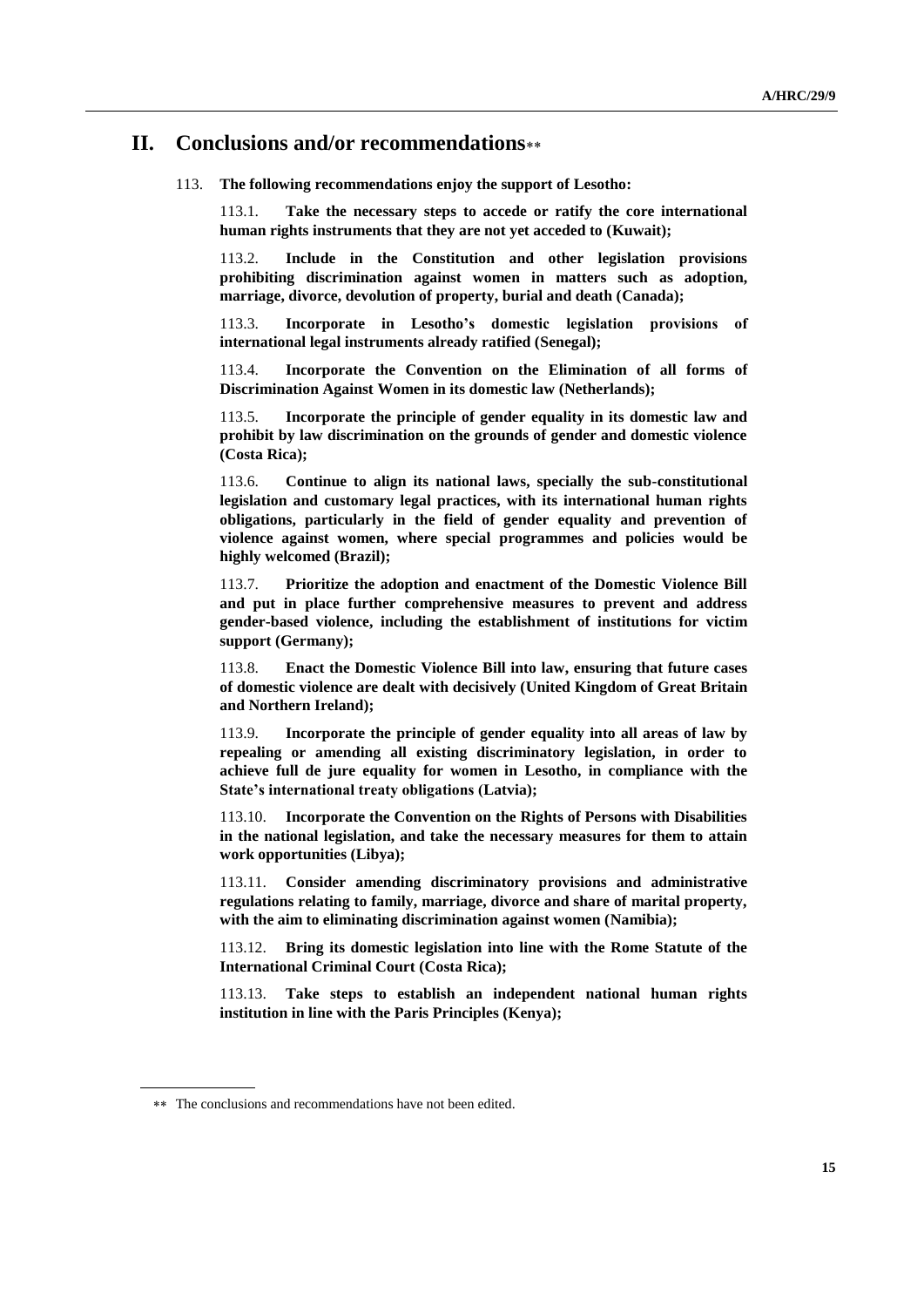## II. Conclusions and/or recommendations[**]

113. **The following recommendations enjoy the support of Lesotho:**

113.1. **Take the necessary steps to accede or ratify the core international human rights instruments that they are not yet acceded to (Kuwait);**

113.2. **Include in the Constitution and other legislation provisions prohibiting discrimination against women in matters such as adoption, marriage, divorce, devolution of property, burial and death (Canada);**

113.3. **Incorporate in Lesotho's domestic legislation provisions of international legal instruments already ratified (Senegal);**

113.4. **Incorporate the Convention on the Elimination of all forms of Discrimination Against Women in its domestic law (Netherlands);**

113.5. **Incorporate the principle of gender equality in its domestic law and prohibit by law discrimination on the grounds of gender and domestic violence (Costa Rica);**

113.6. **Continue to align its national laws, specially the sub-constitutional legislation and customary legal practices, with its international human rights obligations, particularly in the field of gender equality and prevention of violence against women, where special programmes and policies would be highly welcomed (Brazil);**

113.7. **Prioritize the adoption and enactment of the Domestic Violence Bill and put in place further comprehensive measures to prevent and address gender-based violence, including the establishment of institutions for victim support (Germany);**

113.8. **Enact the Domestic Violence Bill into law, ensuring that future cases of domestic violence are dealt with decisively (United Kingdom of Great Britain and Northern Ireland);**

113.9. **Incorporate the principle of gender equality into all areas of law by repealing or amending all existing discriminatory legislation, in order to achieve full de jure equality for women in Lesotho, in compliance with the State's international treaty obligations (Latvia);**

113.10. **Incorporate the Convention on the Rights of Persons with Disabilities in the national legislation, and take the necessary measures for them to attain work opportunities (Libya);**

113.11. **Consider amending discriminatory provisions and administrative regulations relating to family, marriage, divorce and share of marital property, with the aim to eliminating discrimination against women (Namibia);**

113.12. **Bring its domestic legislation into line with the Rome Statute of the International Criminal Court (Costa Rica);**

113.13. **Take steps to establish an independent national human rights institution in line with the Paris Principles (Kenya);**

[**] The conclusions and recommendations have not been edited.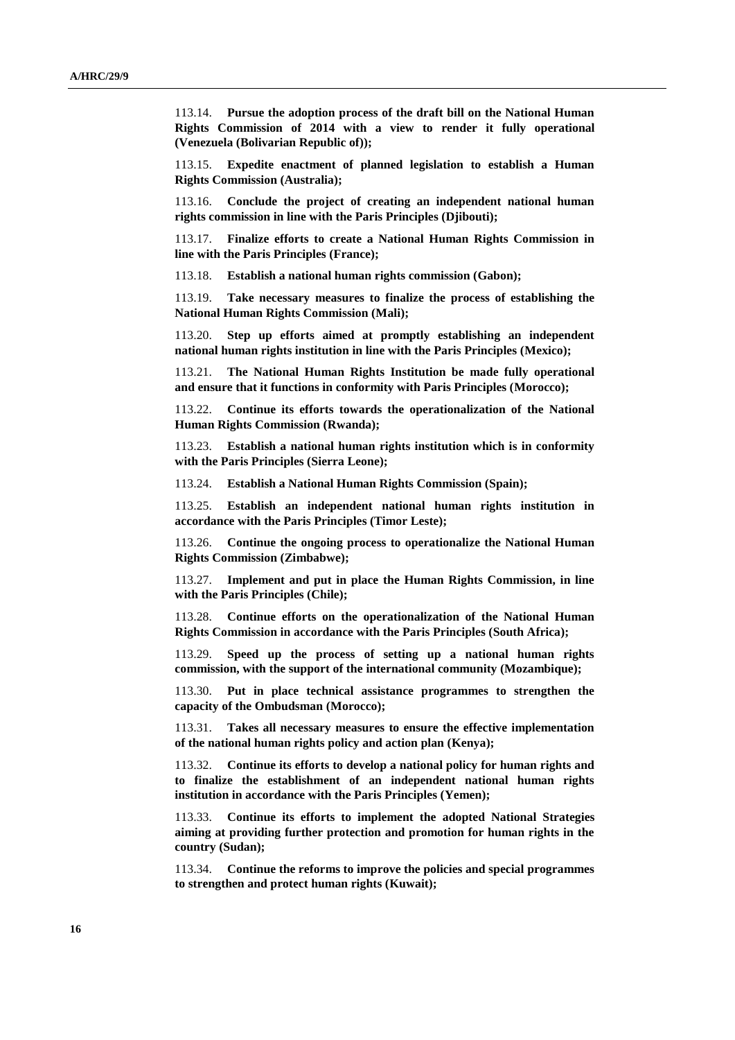113.14. **Pursue the adoption process of the draft bill on the National Human Rights Commission of 2014 with a view to render it fully operational (Venezuela (Bolivarian Republic of));**

113.15. **Expedite enactment of planned legislation to establish a Human Rights Commission (Australia);**

113.16. **Conclude the project of creating an independent national human rights commission in line with the Paris Principles (Djibouti);**

113.17. **Finalize efforts to create a National Human Rights Commission in line with the Paris Principles (France);**

113.18. **Establish a national human rights commission (Gabon);**

113.19. **Take necessary measures to finalize the process of establishing the National Human Rights Commission (Mali);**

113.20. **Step up efforts aimed at promptly establishing an independent national human rights institution in line with the Paris Principles (Mexico);**

113.21. **The National Human Rights Institution be made fully operational and ensure that it functions in conformity with Paris Principles (Morocco);**

113.22. **Continue its efforts towards the operationalization of the National Human Rights Commission (Rwanda);**

113.23. **Establish a national human rights institution which is in conformity with the Paris Principles (Sierra Leone);**

113.24. **Establish a National Human Rights Commission (Spain);**

113.25. **Establish an independent national human rights institution in accordance with the Paris Principles (Timor Leste);**

113.26. **Continue the ongoing process to operationalize the National Human Rights Commission (Zimbabwe);**

113.27. **Implement and put in place the Human Rights Commission, in line with the Paris Principles (Chile);**

113.28. **Continue efforts on the operationalization of the National Human Rights Commission in accordance with the Paris Principles (South Africa);**

113.29. **Speed up the process of setting up a national human rights commission, with the support of the international community (Mozambique);**

113.30. **Put in place technical assistance programmes to strengthen the capacity of the Ombudsman (Morocco);**

113.31. **Takes all necessary measures to ensure the effective implementation of the national human rights policy and action plan (Kenya);**

113.32. **Continue its efforts to develop a national policy for human rights and to finalize the establishment of an independent national human rights institution in accordance with the Paris Principles (Yemen);**

113.33. **Continue its efforts to implement the adopted National Strategies aiming at providing further protection and promotion for human rights in the country (Sudan);**

113.34. **Continue the reforms to improve the policies and special programmes to strengthen and protect human rights (Kuwait);**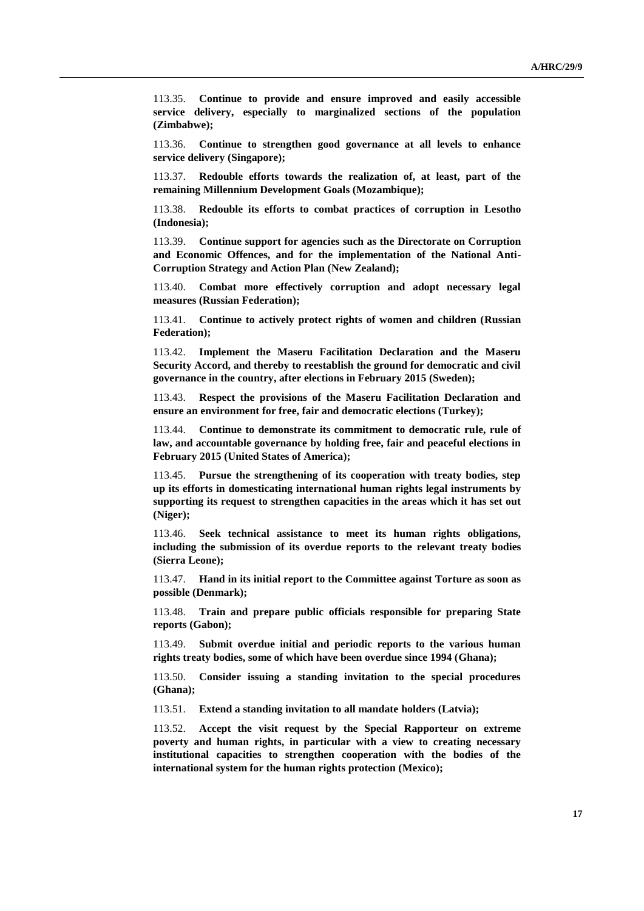113.35. **Continue to provide and ensure improved and easily accessible service delivery, especially to marginalized sections of the population (Zimbabwe);**

113.36. **Continue to strengthen good governance at all levels to enhance service delivery (Singapore);**

113.37. **Redouble efforts towards the realization of, at least, part of the remaining Millennium Development Goals (Mozambique);**

113.38. **Redouble its efforts to combat practices of corruption in Lesotho (Indonesia);**

113.39. **Continue support for agencies such as the Directorate on Corruption and Economic Offences, and for the implementation of the National Anti-Corruption Strategy and Action Plan (New Zealand);**

113.40. **Combat more effectively corruption and adopt necessary legal measures (Russian Federation);**

113.41. **Continue to actively protect rights of women and children (Russian Federation);**

113.42. **Implement the Maseru Facilitation Declaration and the Maseru Security Accord, and thereby to reestablish the ground for democratic and civil governance in the country, after elections in February 2015 (Sweden);**

113.43. **Respect the provisions of the Maseru Facilitation Declaration and ensure an environment for free, fair and democratic elections (Turkey);**

113.44. **Continue to demonstrate its commitment to democratic rule, rule of law, and accountable governance by holding free, fair and peaceful elections in February 2015 (United States of America);**

113.45. **Pursue the strengthening of its cooperation with treaty bodies, step up its efforts in domesticating international human rights legal instruments by supporting its request to strengthen capacities in the areas which it has set out (Niger);**

113.46. **Seek technical assistance to meet its human rights obligations, including the submission of its overdue reports to the relevant treaty bodies (Sierra Leone);**

113.47. **Hand in its initial report to the Committee against Torture as soon as possible (Denmark);**

113.48. **Train and prepare public officials responsible for preparing State reports (Gabon);**

113.49. **Submit overdue initial and periodic reports to the various human rights treaty bodies, some of which have been overdue since 1994 (Ghana);**

113.50. **Consider issuing a standing invitation to the special procedures (Ghana);**

113.51. **Extend a standing invitation to all mandate holders (Latvia);**

113.52. **Accept the visit request by the Special Rapporteur on extreme poverty and human rights, in particular with a view to creating necessary institutional capacities to strengthen cooperation with the bodies of the international system for the human rights protection (Mexico);**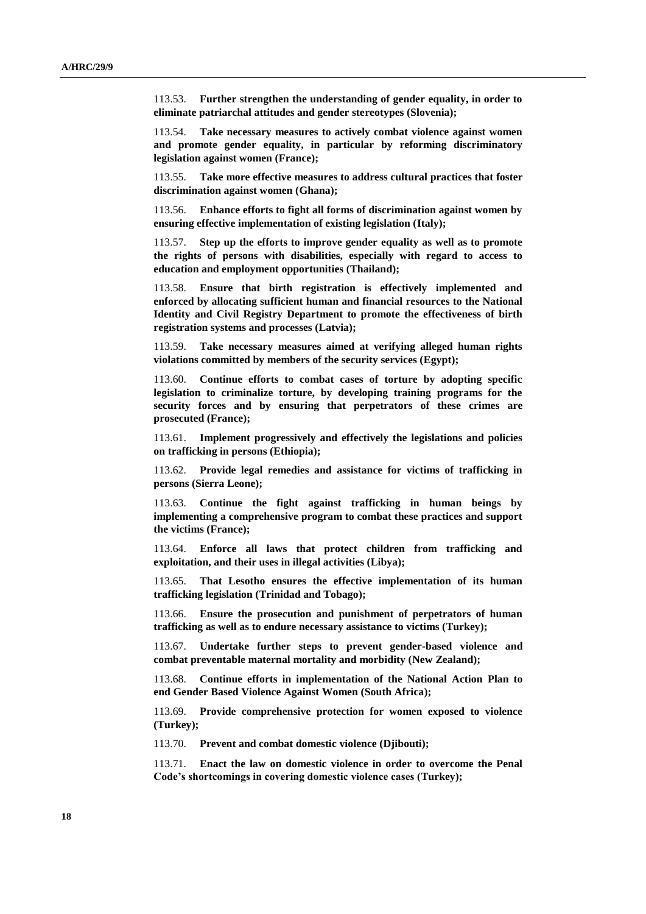113.53. **Further strengthen the understanding of gender equality, in order to eliminate patriarchal attitudes and gender stereotypes (Slovenia);**

113.54. **Take necessary measures to actively combat violence against women and promote gender equality, in particular by reforming discriminatory legislation against women (France);**

113.55. **Take more effective measures to address cultural practices that foster discrimination against women (Ghana);**

113.56. **Enhance efforts to fight all forms of discrimination against women by ensuring effective implementation of existing legislation (Italy);**

113.57. **Step up the efforts to improve gender equality as well as to promote the rights of persons with disabilities, especially with regard to access to education and employment opportunities (Thailand);**

113.58. **Ensure that birth registration is effectively implemented and enforced by allocating sufficient human and financial resources to the National Identity and Civil Registry Department to promote the effectiveness of birth registration systems and processes (Latvia);**

113.59. **Take necessary measures aimed at verifying alleged human rights violations committed by members of the security services (Egypt);**

113.60. **Continue efforts to combat cases of torture by adopting specific legislation to criminalize torture, by developing training programs for the security forces and by ensuring that perpetrators of these crimes are prosecuted (France);**

113.61. **Implement progressively and effectively the legislations and policies on trafficking in persons (Ethiopia);**

113.62. **Provide legal remedies and assistance for victims of trafficking in persons (Sierra Leone);**

113.63. **Continue the fight against trafficking in human beings by implementing a comprehensive program to combat these practices and support the victims (France);**

113.64. **Enforce all laws that protect children from trafficking and exploitation, and their uses in illegal activities (Libya);**

113.65. **That Lesotho ensures the effective implementation of its human trafficking legislation (Trinidad and Tobago);**

113.66. **Ensure the prosecution and punishment of perpetrators of human trafficking as well as to endure necessary assistance to victims (Turkey);**

113.67. **Undertake further steps to prevent gender-based violence and combat preventable maternal mortality and morbidity (New Zealand);**

113.68. **Continue efforts in implementation of the National Action Plan to end Gender Based Violence Against Women (South Africa);**

113.69. **Provide comprehensive protection for women exposed to violence (Turkey);**

113.70. **Prevent and combat domestic violence (Djibouti);**

113.71. **Enact the law on domestic violence in order to overcome the Penal Code's shortcomings in covering domestic violence cases (Turkey);**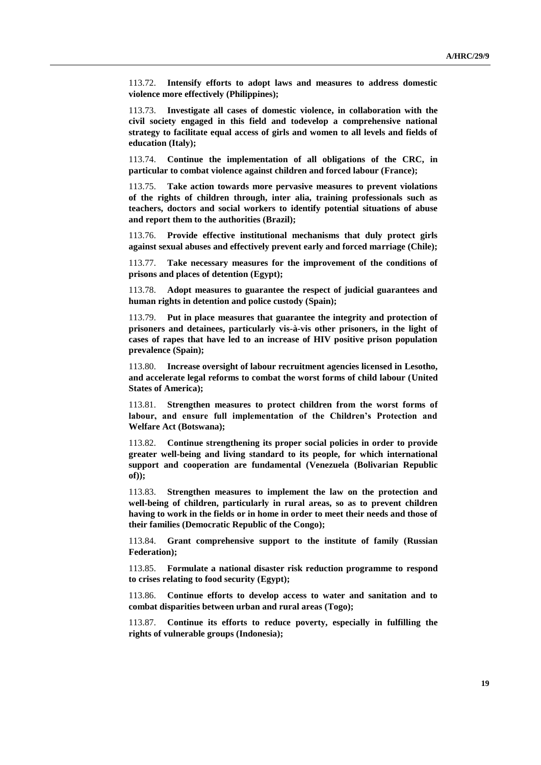113.72. **Intensify efforts to adopt laws and measures to address domestic violence more effectively (Philippines);**

113.73. **Investigate all cases of domestic violence, in collaboration with the civil society engaged in this field and todevelop a comprehensive national strategy to facilitate equal access of girls and women to all levels and fields of education (Italy);**

113.74. **Continue the implementation of all obligations of the CRC, in particular to combat violence against children and forced labour (France);**

113.75. **Take action towards more pervasive measures to prevent violations of the rights of children through, inter alia, training professionals such as teachers, doctors and social workers to identify potential situations of abuse and report them to the authorities (Brazil);**

113.76. **Provide effective institutional mechanisms that duly protect girls against sexual abuses and effectively prevent early and forced marriage (Chile);**

113.77. **Take necessary measures for the improvement of the conditions of prisons and places of detention (Egypt);**

113.78. **Adopt measures to guarantee the respect of judicial guarantees and human rights in detention and police custody (Spain);**

113.79. **Put in place measures that guarantee the integrity and protection of prisoners and detainees, particularly vis-à-vis other prisoners, in the light of cases of rapes that have led to an increase of HIV positive prison population prevalence (Spain);**

113.80. **Increase oversight of labour recruitment agencies licensed in Lesotho, and accelerate legal reforms to combat the worst forms of child labour (United States of America);**

113.81. **Strengthen measures to protect children from the worst forms of labour, and ensure full implementation of the Children's Protection and Welfare Act (Botswana);**

113.82. **Continue strengthening its proper social policies in order to provide greater well-being and living standard to its people, for which international support and cooperation are fundamental (Venezuela (Bolivarian Republic of));**

113.83. **Strengthen measures to implement the law on the protection and well-being of children, particularly in rural areas, so as to prevent children having to work in the fields or in home in order to meet their needs and those of their families (Democratic Republic of the Congo);**

113.84. **Grant comprehensive support to the institute of family (Russian Federation);**

113.85. **Formulate a national disaster risk reduction programme to respond to crises relating to food security (Egypt);**

113.86. **Continue efforts to develop access to water and sanitation and to combat disparities between urban and rural areas (Togo);**

113.87. **Continue its efforts to reduce poverty, especially in fulfilling the rights of vulnerable groups (Indonesia);**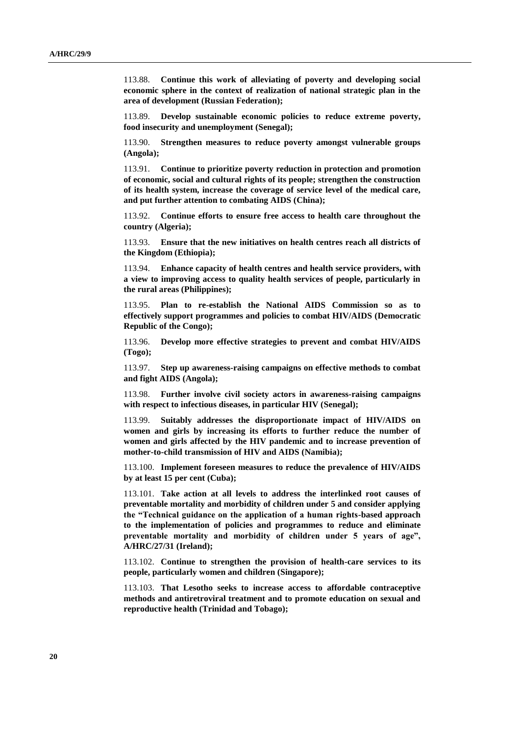113.88. **Continue this work of alleviating of poverty and developing social economic sphere in the context of realization of national strategic plan in the area of development (Russian Federation);**

113.89. **Develop sustainable economic policies to reduce extreme poverty, food insecurity and unemployment (Senegal);**

113.90. **Strengthen measures to reduce poverty amongst vulnerable groups (Angola);**

113.91. **Continue to prioritize poverty reduction in protection and promotion of economic, social and cultural rights of its people; strengthen the construction of its health system, increase the coverage of service level of the medical care, and put further attention to combating AIDS (China);**

113.92. **Continue efforts to ensure free access to health care throughout the country (Algeria);**

113.93. **Ensure that the new initiatives on health centres reach all districts of the Kingdom (Ethiopia);**

113.94. **Enhance capacity of health centres and health service providers, with a view to improving access to quality health services of people, particularly in the rural areas (Philippines);**

113.95. **Plan to re-establish the National AIDS Commission so as to effectively support programmes and policies to combat HIV/AIDS (Democratic Republic of the Congo);**

113.96. **Develop more effective strategies to prevent and combat HIV/AIDS (Togo);**

113.97. **Step up awareness-raising campaigns on effective methods to combat and fight AIDS (Angola);**

113.98. **Further involve civil society actors in awareness-raising campaigns with respect to infectious diseases, in particular HIV (Senegal);**

113.99. **Suitably addresses the disproportionate impact of HIV/AIDS on women and girls by increasing its efforts to further reduce the number of women and girls affected by the HIV pandemic and to increase prevention of mother-to-child transmission of HIV and AIDS (Namibia);**

113.100. **Implement foreseen measures to reduce the prevalence of HIV/AIDS by at least 15 per cent (Cuba);**

113.101. **Take action at all levels to address the interlinked root causes of preventable mortality and morbidity of children under 5 and consider applying the "Technical guidance on the application of a human rights-based approach to the implementation of policies and programmes to reduce and eliminate preventable mortality and morbidity of children under 5 years of age", A/HRC/27/31 (Ireland);**

113.102. **Continue to strengthen the provision of health-care services to its people, particularly women and children (Singapore);**

113.103. **That Lesotho seeks to increase access to affordable contraceptive methods and antiretroviral treatment and to promote education on sexual and reproductive health (Trinidad and Tobago);**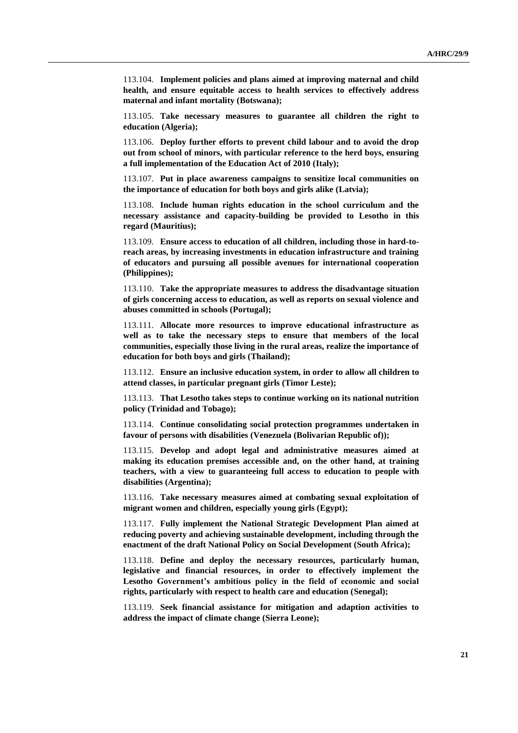113.104. **Implement policies and plans aimed at improving maternal and child health, and ensure equitable access to health services to effectively address maternal and infant mortality (Botswana);**

113.105. **Take necessary measures to guarantee all children the right to education (Algeria);**

113.106. **Deploy further efforts to prevent child labour and to avoid the drop out from school of minors, with particular reference to the herd boys, ensuring a full implementation of the Education Act of 2010 (Italy);**

113.107. **Put in place awareness campaigns to sensitize local communities on the importance of education for both boys and girls alike (Latvia);**

113.108. **Include human rights education in the school curriculum and the necessary assistance and capacity-building be provided to Lesotho in this regard (Mauritius);**

113.109. **Ensure access to education of all children, including those in hard-to-reach areas, by increasing investments in education infrastructure and training of educators and pursuing all possible avenues for international cooperation (Philippines);**

113.110. **Take the appropriate measures to address the disadvantage situation of girls concerning access to education, as well as reports on sexual violence and abuses committed in schools (Portugal);**

113.111. **Allocate more resources to improve educational infrastructure as well as to take the necessary steps to ensure that members of the local communities, especially those living in the rural areas, realize the importance of education for both boys and girls (Thailand);**

113.112. **Ensure an inclusive education system, in order to allow all children to attend classes, in particular pregnant girls (Timor Leste);**

113.113. **That Lesotho takes steps to continue working on its national nutrition policy (Trinidad and Tobago);**

113.114. **Continue consolidating social protection programmes undertaken in favour of persons with disabilities (Venezuela (Bolivarian Republic of));**

113.115. **Develop and adopt legal and administrative measures aimed at making its education premises accessible and, on the other hand, at training teachers, with a view to guaranteeing full access to education to people with disabilities (Argentina);**

113.116. **Take necessary measures aimed at combating sexual exploitation of migrant women and children, especially young girls (Egypt);**

113.117. **Fully implement the National Strategic Development Plan aimed at reducing poverty and achieving sustainable development, including through the enactment of the draft National Policy on Social Development (South Africa);**

113.118. **Define and deploy the necessary resources, particularly human, legislative and financial resources, in order to effectively implement the Lesotho Government's ambitious policy in the field of economic and social rights, particularly with respect to health care and education (Senegal);**

113.119. **Seek financial assistance for mitigation and adaption activities to address the impact of climate change (Sierra Leone);**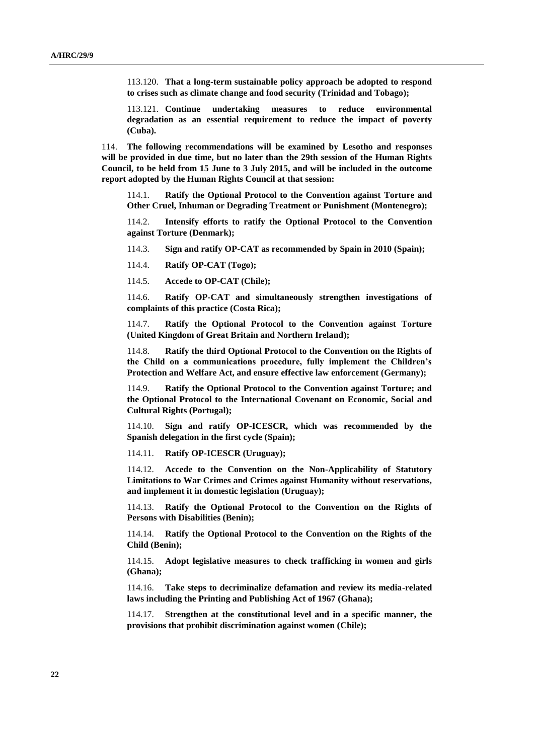113.120. **That a long-term sustainable policy approach be adopted to respond to crises such as climate change and food security (Trinidad and Tobago);**

113.121. **Continue undertaking measures to reduce environmental degradation as an essential requirement to reduce the impact of poverty (Cuba).**

114. **The following recommendations will be examined by Lesotho and responses will be provided in due time, but no later than the 29th session of the Human Rights Council, to be held from 15 June to 3 July 2015, and will be included in the outcome report adopted by the Human Rights Council at that session:**

114.1. **Ratify the Optional Protocol to the Convention against Torture and Other Cruel, Inhuman or Degrading Treatment or Punishment (Montenegro);**

114.2. **Intensify efforts to ratify the Optional Protocol to the Convention against Torture (Denmark);**

114.3. **Sign and ratify OP-CAT as recommended by Spain in 2010 (Spain);**

114.4. **Ratify OP-CAT (Togo);**

114.5. **Accede to OP-CAT (Chile);**

114.6. **Ratify OP-CAT and simultaneously strengthen investigations of complaints of this practice (Costa Rica);**

114.7. **Ratify the Optional Protocol to the Convention against Torture (United Kingdom of Great Britain and Northern Ireland);**

114.8. **Ratify the third Optional Protocol to the Convention on the Rights of the Child on a communications procedure, fully implement the Children's Protection and Welfare Act, and ensure effective law enforcement (Germany);**

114.9. **Ratify the Optional Protocol to the Convention against Torture; and the Optional Protocol to the International Covenant on Economic, Social and Cultural Rights (Portugal);**

114.10. **Sign and ratify OP-ICESCR, which was recommended by the Spanish delegation in the first cycle (Spain);**

114.11. **Ratify OP-ICESCR (Uruguay);**

114.12. **Accede to the Convention on the Non-Applicability of Statutory Limitations to War Crimes and Crimes against Humanity without reservations, and implement it in domestic legislation (Uruguay);**

114.13. **Ratify the Optional Protocol to the Convention on the Rights of Persons with Disabilities (Benin);**

114.14. **Ratify the Optional Protocol to the Convention on the Rights of the Child (Benin);**

114.15. **Adopt legislative measures to check trafficking in women and girls (Ghana);**

114.16. **Take steps to decriminalize defamation and review its media-related laws including the Printing and Publishing Act of 1967 (Ghana);**

114.17. **Strengthen at the constitutional level and in a specific manner, the provisions that prohibit discrimination against women (Chile);**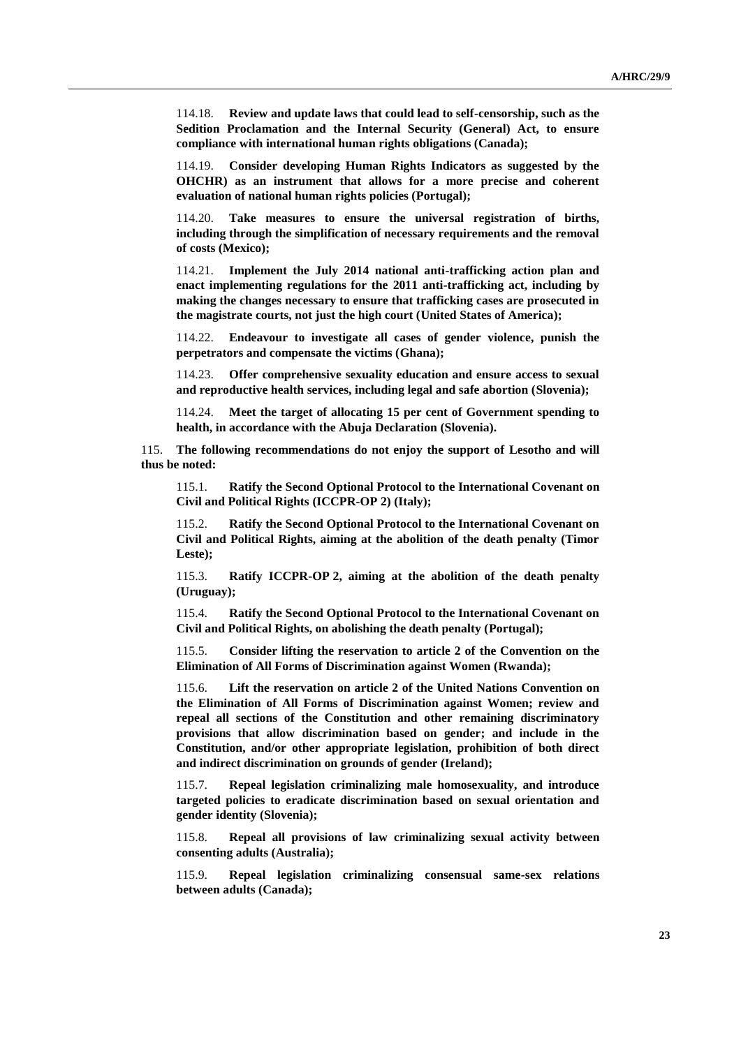114.18. **Review and update laws that could lead to self-censorship, such as the Sedition Proclamation and the Internal Security (General) Act, to ensure compliance with international human rights obligations (Canada);**

114.19. **Consider developing Human Rights Indicators as suggested by the OHCHR) as an instrument that allows for a more precise and coherent evaluation of national human rights policies (Portugal);**

114.20. **Take measures to ensure the universal registration of births, including through the simplification of necessary requirements and the removal of costs (Mexico);**

114.21. **Implement the July 2014 national anti-trafficking action plan and enact implementing regulations for the 2011 anti-trafficking act, including by making the changes necessary to ensure that trafficking cases are prosecuted in the magistrate courts, not just the high court (United States of America);**

114.22. **Endeavour to investigate all cases of gender violence, punish the perpetrators and compensate the victims (Ghana);**

114.23. **Offer comprehensive sexuality education and ensure access to sexual and reproductive health services, including legal and safe abortion (Slovenia);**

114.24. **Meet the target of allocating 15 per cent of Government spending to health, in accordance with the Abuja Declaration (Slovenia).**

115. **The following recommendations do not enjoy the support of Lesotho and will thus be noted:**

115.1. **Ratify the Second Optional Protocol to the International Covenant on Civil and Political Rights (ICCPR-OP 2) (Italy);**

115.2. **Ratify the Second Optional Protocol to the International Covenant on Civil and Political Rights, aiming at the abolition of the death penalty (Timor Leste);**

115.3. **Ratify ICCPR-OP 2, aiming at the abolition of the death penalty (Uruguay);**

115.4. **Ratify the Second Optional Protocol to the International Covenant on Civil and Political Rights, on abolishing the death penalty (Portugal);**

115.5. **Consider lifting the reservation to article 2 of the Convention on the Elimination of All Forms of Discrimination against Women (Rwanda);**

115.6. **Lift the reservation on article 2 of the United Nations Convention on the Elimination of All Forms of Discrimination against Women; review and repeal all sections of the Constitution and other remaining discriminatory provisions that allow discrimination based on gender; and include in the Constitution, and/or other appropriate legislation, prohibition of both direct and indirect discrimination on grounds of gender (Ireland);**

115.7. **Repeal legislation criminalizing male homosexuality, and introduce targeted policies to eradicate discrimination based on sexual orientation and gender identity (Slovenia);**

115.8. **Repeal all provisions of law criminalizing sexual activity between consenting adults (Australia);**

115.9. **Repeal legislation criminalizing consensual same-sex relations between adults (Canada);**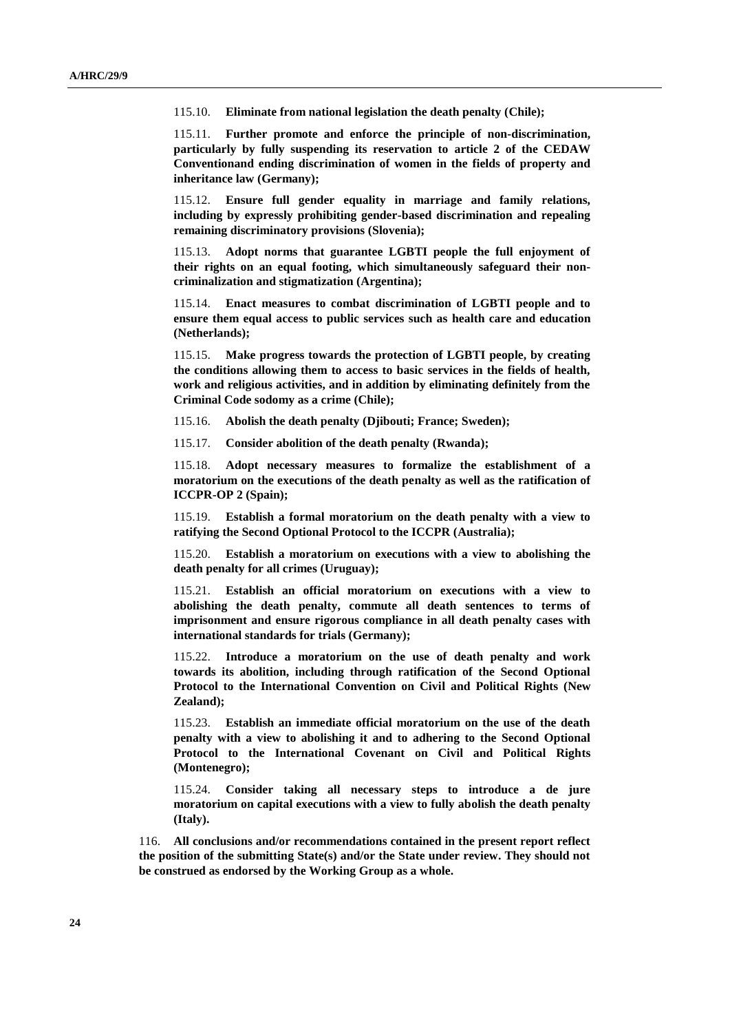115.10. **Eliminate from national legislation the death penalty (Chile);**

115.11. **Further promote and enforce the principle of non-discrimination, particularly by fully suspending its reservation to article 2 of the CEDAW Conventionand ending discrimination of women in the fields of property and inheritance law (Germany);**

115.12. **Ensure full gender equality in marriage and family relations, including by expressly prohibiting gender-based discrimination and repealing remaining discriminatory provisions (Slovenia);**

115.13. **Adopt norms that guarantee LGBTI people the full enjoyment of their rights on an equal footing, which simultaneously safeguard their non-criminalization and stigmatization (Argentina);**

115.14. **Enact measures to combat discrimination of LGBTI people and to ensure them equal access to public services such as health care and education (Netherlands);**

115.15. **Make progress towards the protection of LGBTI people, by creating the conditions allowing them to access to basic services in the fields of health, work and religious activities, and in addition by eliminating definitely from the Criminal Code sodomy as a crime (Chile);**

115.16. **Abolish the death penalty (Djibouti; France; Sweden);**

115.17. **Consider abolition of the death penalty (Rwanda);**

115.18. **Adopt necessary measures to formalize the establishment of a moratorium on the executions of the death penalty as well as the ratification of ICCPR-OP 2 (Spain);**

115.19. **Establish a formal moratorium on the death penalty with a view to ratifying the Second Optional Protocol to the ICCPR (Australia);**

115.20. **Establish a moratorium on executions with a view to abolishing the death penalty for all crimes (Uruguay);**

115.21. **Establish an official moratorium on executions with a view to abolishing the death penalty, commute all death sentences to terms of imprisonment and ensure rigorous compliance in all death penalty cases with international standards for trials (Germany);**

115.22. **Introduce a moratorium on the use of death penalty and work towards its abolition, including through ratification of the Second Optional Protocol to the International Convention on Civil and Political Rights (New Zealand);**

115.23. **Establish an immediate official moratorium on the use of the death penalty with a view to abolishing it and to adhering to the Second Optional Protocol to the International Covenant on Civil and Political Rights (Montenegro);**

115.24. **Consider taking all necessary steps to introduce a de jure moratorium on capital executions with a view to fully abolish the death penalty (Italy).**

116. **All conclusions and/or recommendations contained in the present report reflect the position of the submitting State(s) and/or the State under review. They should not be construed as endorsed by the Working Group as a whole.**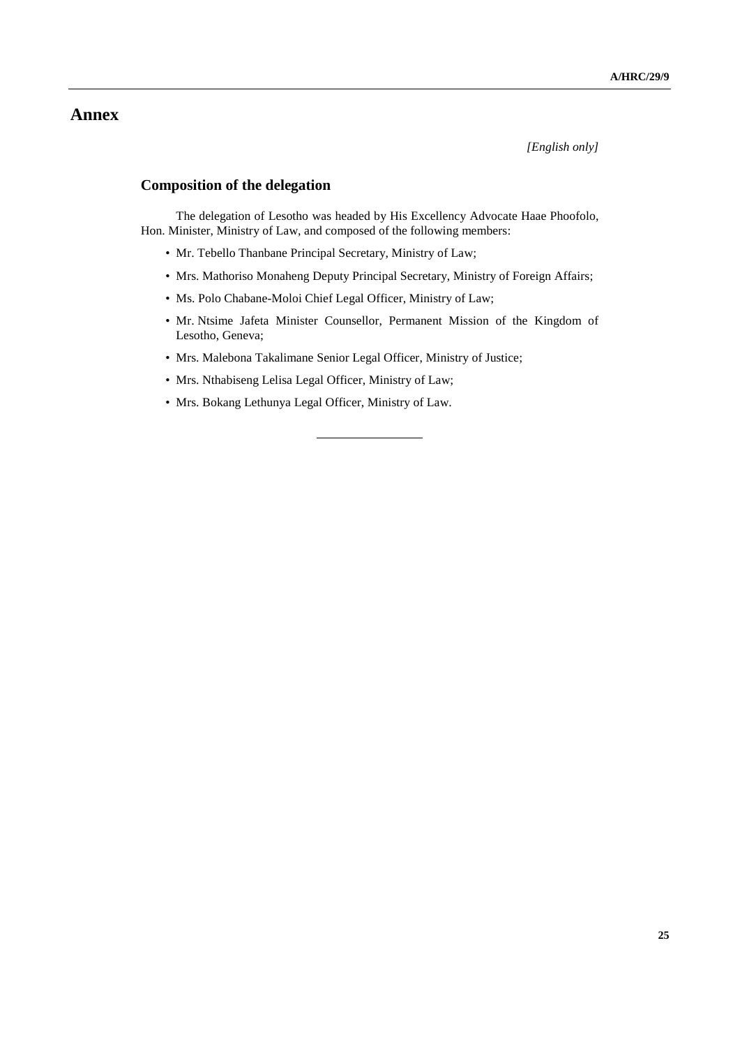# Annex

*[English only]*

## Composition of the delegation

The delegation of Lesotho was headed by His Excellency Advocate Haae Phoofolo, Hon. Minister, Ministry of Law, and composed of the following members:

- Mr. Tebello Thanbane Principal Secretary, Ministry of Law;
- Mrs. Mathoriso Monaheng Deputy Principal Secretary, Ministry of Foreign Affairs;
- Ms. Polo Chabane-Moloi Chief Legal Officer, Ministry of Law;
- Mr. Ntsime Jafeta Minister Counsellor, Permanent Mission of the Kingdom of Lesotho, Geneva;
- Mrs. Malebona Takalimane Senior Legal Officer, Ministry of Justice;
- Mrs. Nthabiseng Lelisa Legal Officer, Ministry of Law;
- Mrs. Bokang Lethunya Legal Officer, Ministry of Law.